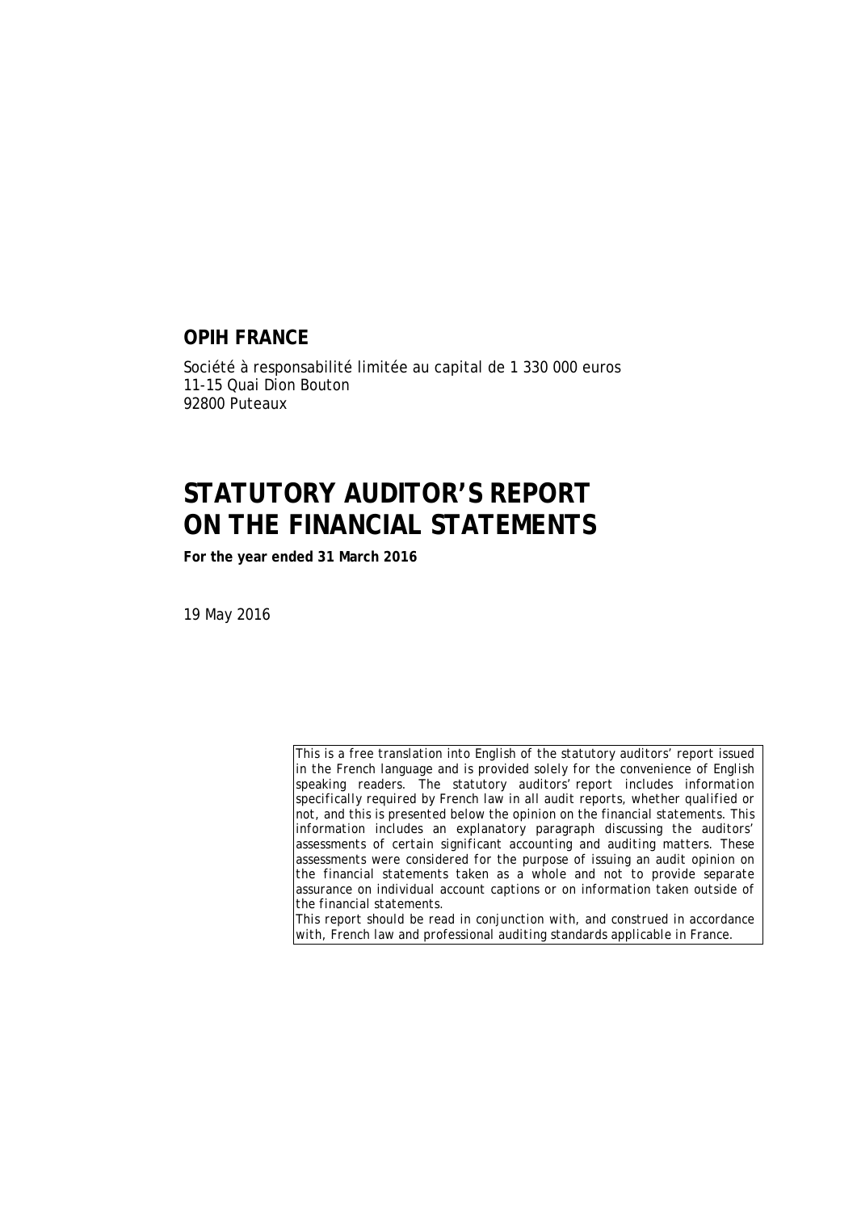**OPIH FRANCE**

Société à responsabilité limitée au capital de 1 330 000 euros
11-15 Quai Dion Bouton
92800 Puteaux

# STATUTORY AUDITOR'S REPORT ON THE FINANCIAL STATEMENTS

**For the year ended 31 March 2016**

19 May 2016

*This is a free translation into English of the statutory auditors' report issued in the French language and is provided solely for the convenience of English speaking readers. The statutory auditors' report includes information specifically required by French law in all audit reports, whether qualified or not, and this is presented below the opinion on the financial statements. This information includes an explanatory paragraph discussing the auditors' assessments of certain significant accounting and auditing matters. These assessments were considered for the purpose of issuing an audit opinion on the financial statements taken as a whole and not to provide separate assurance on individual account captions or on information taken outside of the financial statements.*
*This report should be read in conjunction with, and construed in accordance with, French law and professional auditing standards applicable in France.*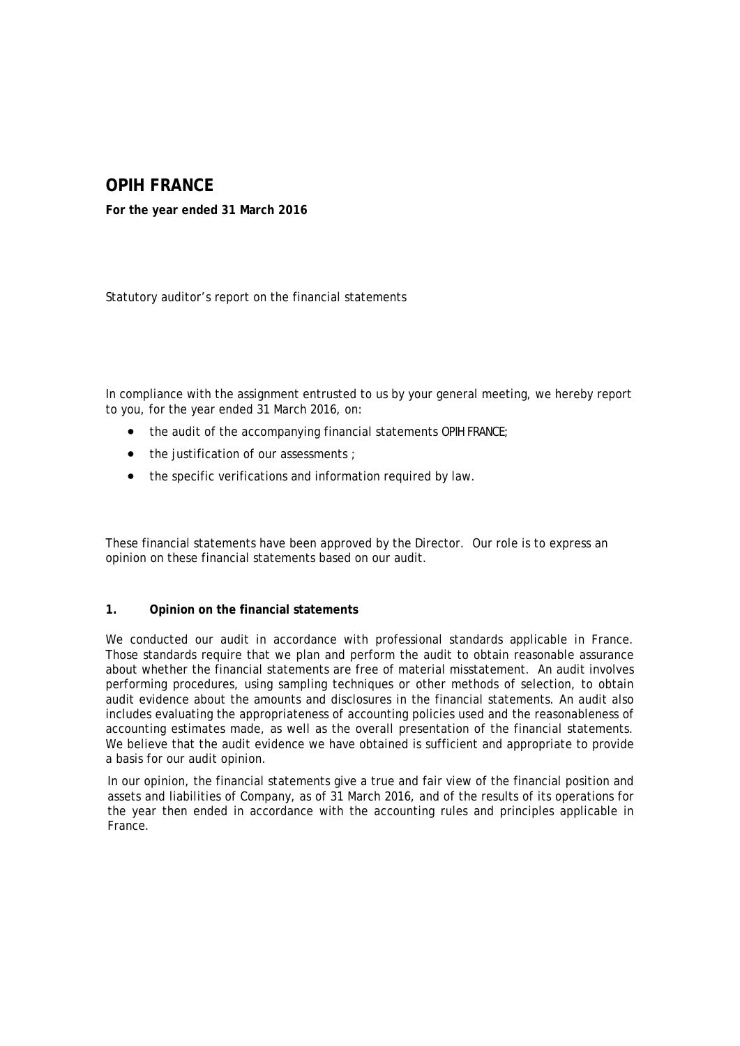# OPIH FRANCE

**For the year ended 31 March 2016**

Statutory auditor's report on the financial statements

In compliance with the assignment entrusted to us by your general meeting, we hereby report to you, for the year ended 31 March 2016, on:

- the audit of the accompanying financial statements OPIH FRANCE;
- the justification of our assessments ;
- the specific verifications and information required by law.

These financial statements have been approved by the Director. Our role is to express an opinion on these financial statements based on our audit.

## 1. Opinion on the financial statements

We conducted our audit in accordance with professional standards applicable in France. Those standards require that we plan and perform the audit to obtain reasonable assurance about whether the financial statements are free of material misstatement. An audit involves performing procedures, using sampling techniques or other methods of selection, to obtain audit evidence about the amounts and disclosures in the financial statements. An audit also includes evaluating the appropriateness of accounting policies used and the reasonableness of accounting estimates made, as well as the overall presentation of the financial statements. We believe that the audit evidence we have obtained is sufficient and appropriate to provide a basis for our audit opinion.

In our opinion, the financial statements give a true and fair view of the financial position and assets and liabilities of Company, as of 31 March 2016, and of the results of its operations for the year then ended in accordance with the accounting rules and principles applicable in France.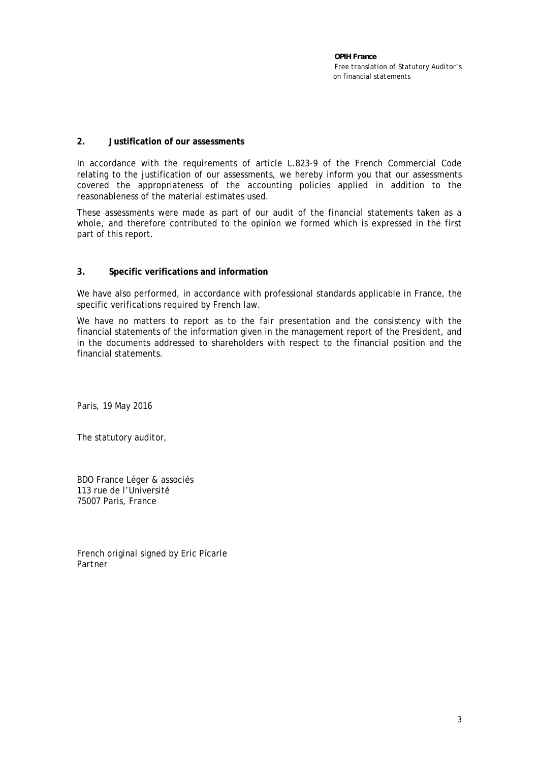## 2. Justification of our assessments

In accordance with the requirements of article L.823-9 of the French Commercial Code relating to the justification of our assessments, we hereby inform you that our assessments covered the appropriateness of the accounting policies applied in addition to the reasonableness of the material estimates used.

These assessments were made as part of our audit of the financial statements taken as a whole, and therefore contributed to the opinion we formed which is expressed in the first part of this report.

## 3. Specific verifications and information

We have also performed, in accordance with professional standards applicable in France, the specific verifications required by French law.

We have no matters to report as to the fair presentation and the consistency with the financial statements of the information given in the management report of the President, and in the documents addressed to shareholders with respect to the financial position and the financial statements.

Paris, 19 May 2016

The statutory auditor,

BDO France Léger & associés
113 rue de l'Université
75007 Paris, France

French original signed by Eric Picarle
Partner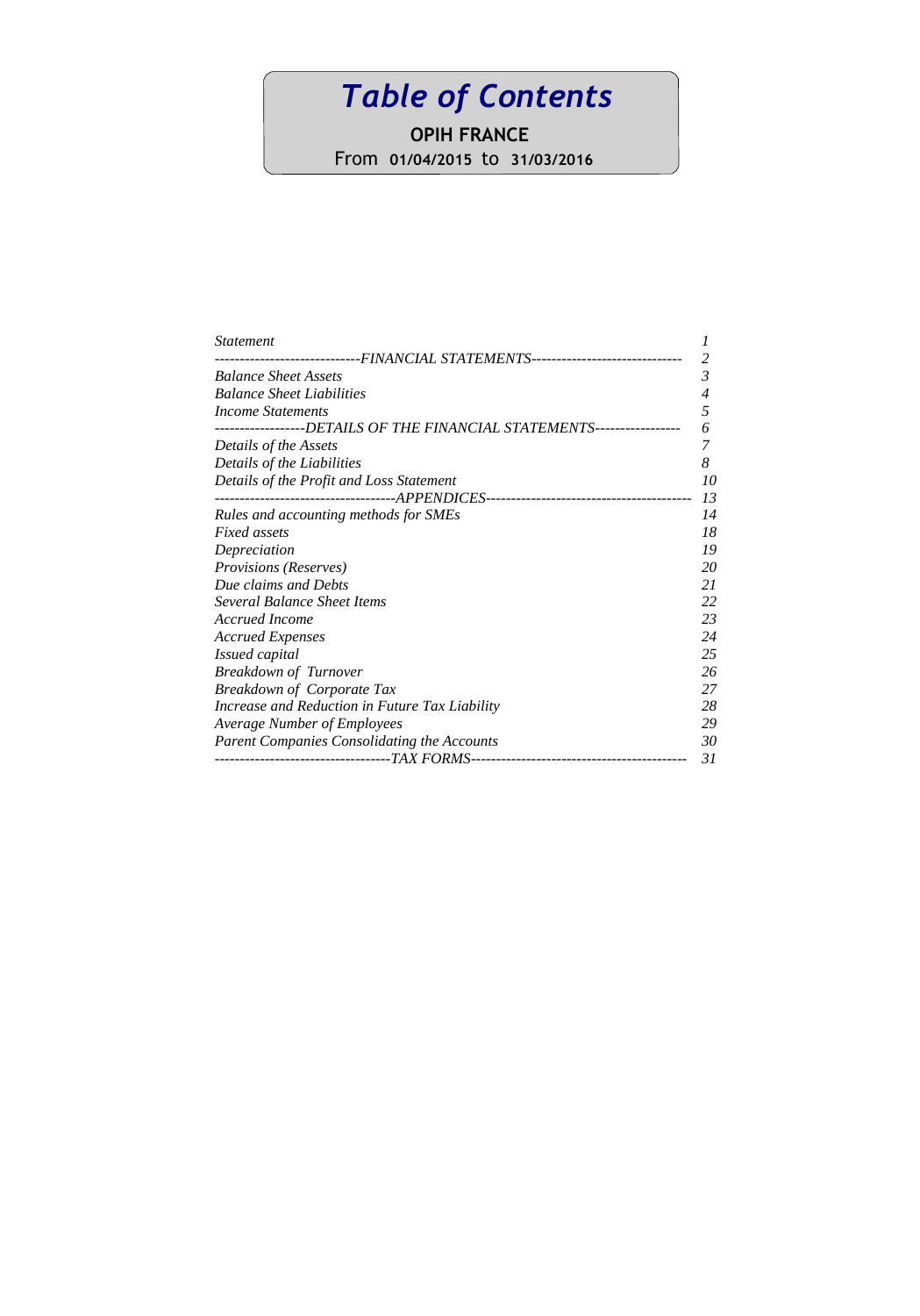# *Table of Contents*

**OPIH FRANCE**

From **01/04/2015** to **31/03/2016**

| | |
|---|---|
| *Statement* | *1* |
| *----------------------------FINANCIAL STATEMENTS-----------------------------* | *2* |
| *Balance Sheet Assets* | *3* |
| *Balance Sheet Liabilities* | *4* |
| *Income Statements* | *5* |
| *------------------DETAILS OF THE FINANCIAL STATEMENTS-----------------* | *6* |
| *Details of the Assets* | *7* |
| *Details of the Liabilities* | *8* |
| *Details of the Profit and Loss Statement* | *10* |
| *-----------------------------------APPENDICES---------------------------------------* | *13* |
| *Rules and accounting methods for SMEs* | *14* |
| *Fixed assets* | *18* |
| *Depreciation* | *19* |
| *Provisions (Reserves)* | *20* |
| *Due claims and Debts* | *21* |
| *Several Balance Sheet Items* | *22* |
| *Accrued Income* | *23* |
| *Accrued Expenses* | *24* |
| *Issued capital* | *25* |
| *Breakdown of Turnover* | *26* |
| *Breakdown of Corporate Tax* | *27* |
| *Increase and Reduction in Future Tax Liability* | *28* |
| *Average Number of Employees* | *29* |
| *Parent Companies Consolidating the Accounts* | *30* |
| *----------------------------------TAX FORMS------------------------------------------* | *31* |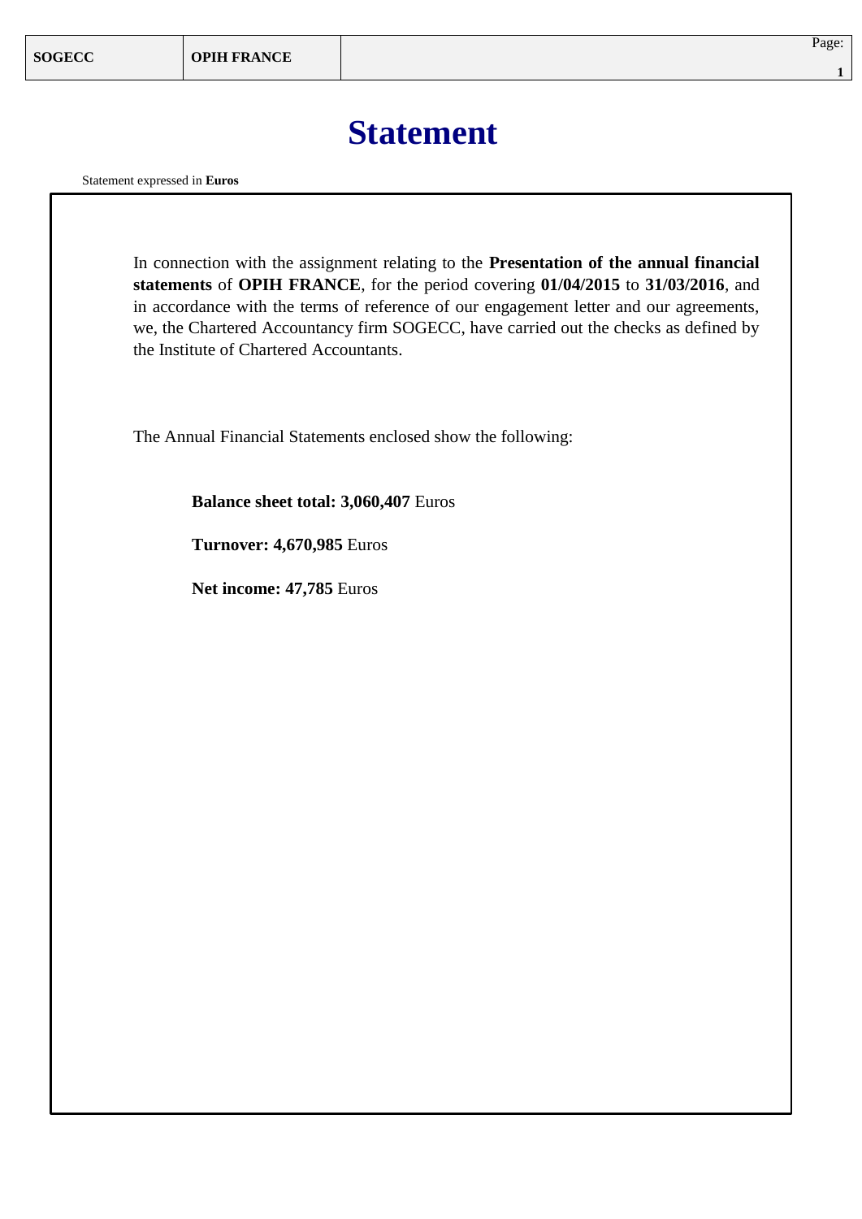# Statement

Statement expressed in **Euros**

In connection with the assignment relating to the **Presentation of the annual financial statements** of **OPIH FRANCE**, for the period covering **01/04/2015** to **31/03/2016**, and in accordance with the terms of reference of our engagement letter and our agreements, we, the Chartered Accountancy firm SOGECC, have carried out the checks as defined by the Institute of Chartered Accountants.

The Annual Financial Statements enclosed show the following:

**Balance sheet total: 3,060,407** Euros

**Turnover: 4,670,985** Euros

**Net income: 47,785** Euros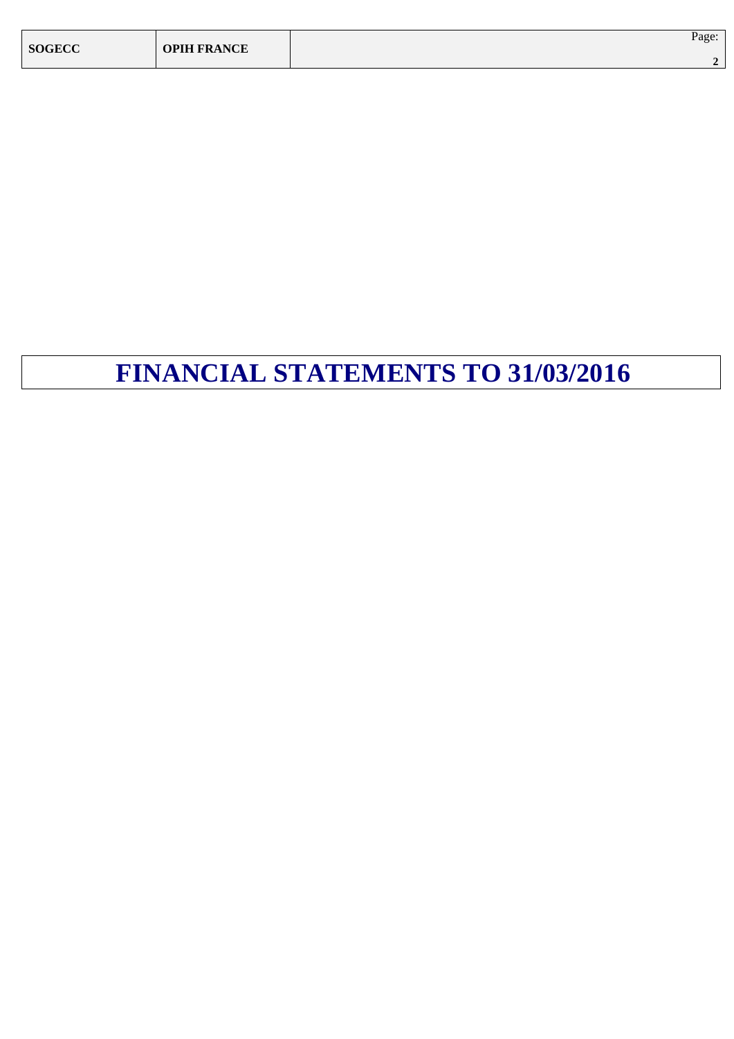# FINANCIAL STATEMENTS TO 31/03/2016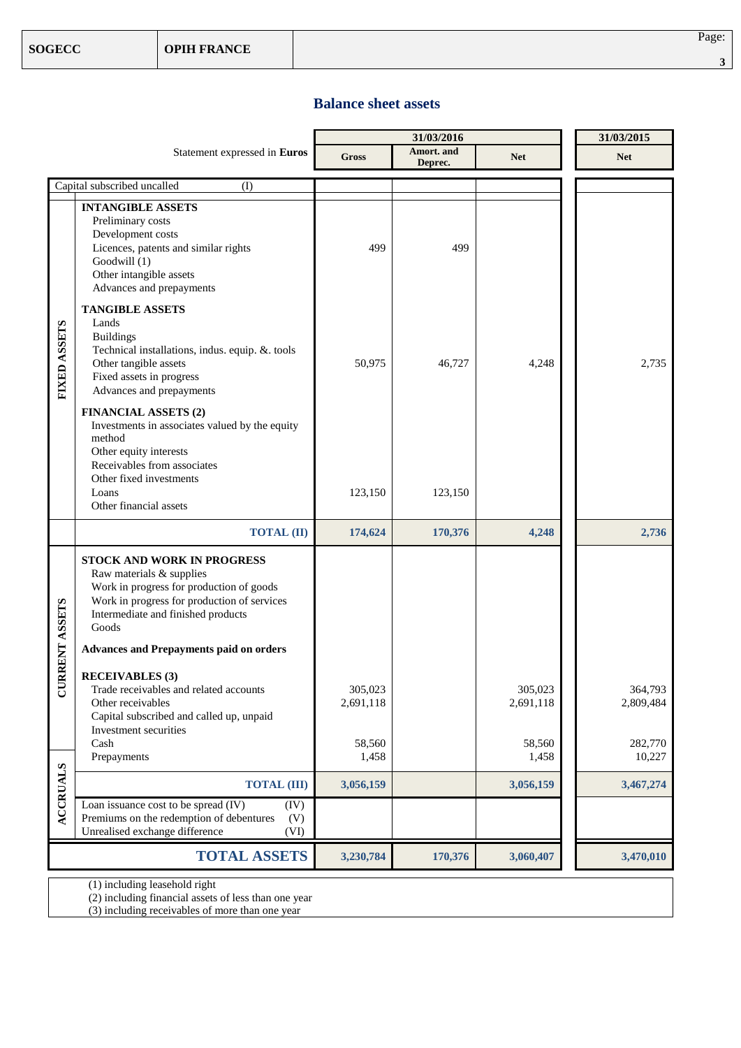## Balance sheet assets

| | Statement expressed in **Euros** | 31/03/2016 | | | 31/03/2015 |
|---|---|---|---|---|---|
| | | **Gross** | **Amort. and Deprec.** | **Net** | **Net** |
| | Capital subscribed uncalled (I) | | | | |
| **FIXED ASSETS** | **INTANGIBLE ASSETS** | | | | |
| | Preliminary costs | | | | |
| | Development costs | | | | |
| | Licences, patents and similar rights | 499 | 499 | | |
| | Goodwill (1) | | | | |
| | Other intangible assets | | | | |
| | Advances and prepayments | | | | |
| | **TANGIBLE ASSETS** | | | | |
| | Lands | | | | |
| | Buildings | | | | |
| | Technical installations, indus. equip. &. tools | | | | |
| | Other tangible assets | 50,975 | 46,727 | 4,248 | 2,735 |
| | Fixed assets in progress | | | | |
| | Advances and prepayments | | | | |
| | **FINANCIAL ASSETS (2)** | | | | |
| | Investments in associates valued by the equity method | | | | |
| | Other equity interests | | | | |
| | Receivables from associates | | | | |
| | Other fixed investments | | | | |
| | Loans | 123,150 | 123,150 | | |
| | Other financial assets | | | | |
| | **TOTAL (II)** | **174,624** | **170,376** | **4,248** | **2,736** |
| **CURRENT ASSETS** | **STOCK AND WORK IN PROGRESS** | | | | |
| | Raw materials & supplies | | | | |
| | Work in progress for production of goods | | | | |
| | Work in progress for production of services | | | | |
| | Intermediate and finished products | | | | |
| | Goods | | | | |
| | **Advances and Prepayments paid on orders** | | | | |
| | **RECEIVABLES (3)** | | | | |
| | Trade receivables and related accounts | 305,023 | | 305,023 | 364,793 |
| | Other receivables | 2,691,118 | | 2,691,118 | 2,809,484 |
| | Capital subscribed and called up, unpaid | | | | |
| | Investment securities | | | | |
| | Cash | 58,560 | | 58,560 | 282,770 |
| | Prepayments | 1,458 | | 1,458 | 10,227 |
| | **TOTAL (III)** | **3,056,159** | | **3,056,159** | **3,467,274** |
| **ACCRUALS** | Loan issuance cost to be spread (IV) | | | | |
| | Premiums on the redemption of debentures (V) | | | | |
| | Unrealised exchange difference (VI) | | | | |
| | **TOTAL ASSETS** | **3,230,784** | **170,376** | **3,060,407** | **3,470,010** |

(1) including leasehold right
(2) including financial assets of less than one year
(3) including receivables of more than one year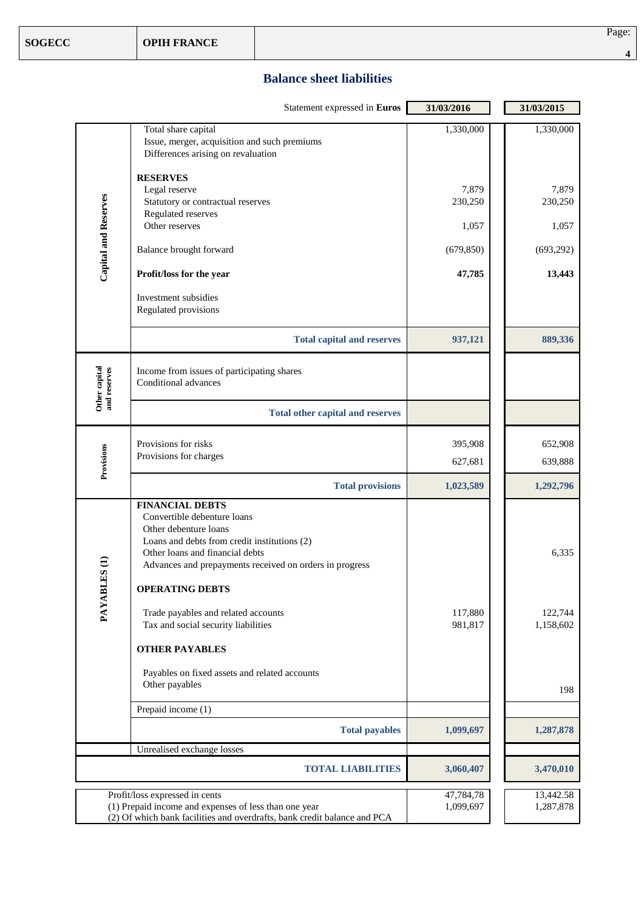| SOGECC | OPIH FRANCE | |
|---|---|---|

## Balance sheet liabilities

| | Statement expressed in **Euros** | 31/03/2016 | 31/03/2015 |
|---|---|---|---|
| **Capital and Reserves** | Total share capital | 1,330,000 | 1,330,000 |
| | Issue, merger, acquisition and such premiums | | |
| | Differences arising on revaluation | | |
| | **RESERVES** | | |
| | Legal reserve | 7,879 | 7,879 |
| | Statutory or contractual reserves | 230,250 | 230,250 |
| | Regulated reserves | | |
| | Other reserves | 1,057 | 1,057 |
| | Balance brought forward | (679,850) | (693,292) |
| | **Profit/loss for the year** | **47,785** | **13,443** |
| | Investment subsidies | | |
| | Regulated provisions | | |
| | **Total capital and reserves** | **937,121** | **889,336** |
| **Other capital and reserves** | Income from issues of participating shares | | |
| | Conditional advances | | |
| | **Total other capital and reserves** | | |
| **Provisions** | Provisions for risks | 395,908 | 652,908 |
| | Provisions for charges | 627,681 | 639,888 |
| | **Total provisions** | **1,023,589** | **1,292,796** |
| **PAYABLES (1)** | **FINANCIAL DEBTS** | | |
| | Convertible debenture loans | | |
| | Other debenture loans | | |
| | Loans and debts from credit institutions (2) | | |
| | Other loans and financial debts | | 6,335 |
| | Advances and prepayments received on orders in progress | | |
| | **OPERATING DEBTS** | | |
| | Trade payables and related accounts | 117,880 | 122,744 |
| | Tax and social security liabilities | 981,817 | 1,158,602 |
| | **OTHER PAYABLES** | | |
| | Payables on fixed assets and related accounts | | |
| | Other payables | | 198 |
| | Prepaid income (1) | | |
| | **Total payables** | **1,099,697** | **1,287,878** |
| | Unrealised exchange losses | | |
| | **TOTAL LIABILITIES** | **3,060,407** | **3,470,010** |

| | 31/03/2016 | 31/03/2015 |
|---|---|---|
| Profit/loss expressed in cents | 47,784,78 | 13,442.58 |
| (1) Prepaid income and expenses of less than one year | 1,099,697 | 1,287,878 |
| (2) Of which bank facilities and overdrafts, bank credit balance and PCA | | |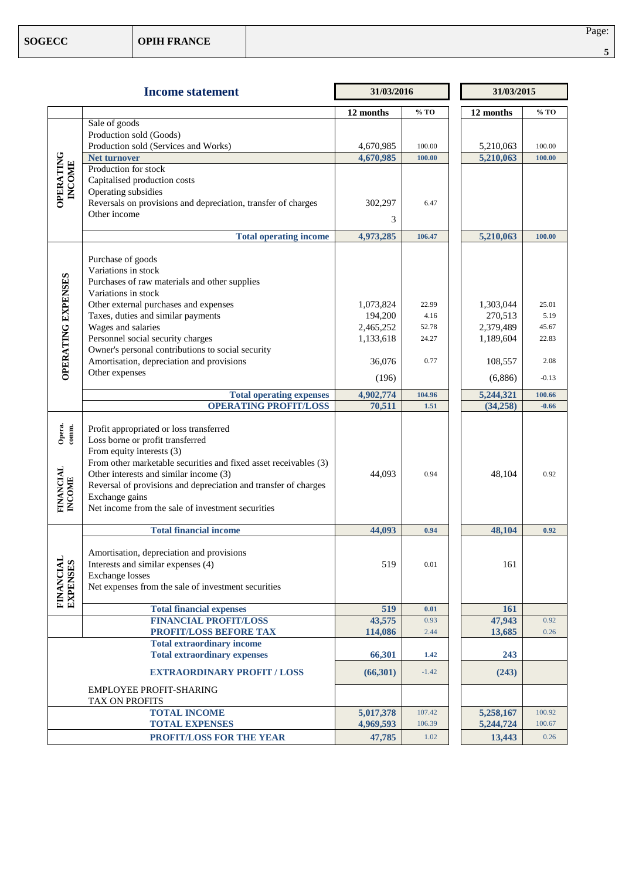## Income statement

| | | 31/03/2016 | | 31/03/2015 | |
|---|---|---|---|---|---|
| | | 12 months | % TO | 12 months | % TO |
| OPERATING INCOME | Sale of goods | | | | |
| | Production sold (Goods) | | | | |
| | Production sold (Services and Works) | 4,670,985 | 100.00 | 5,210,063 | 100.00 |
| | **Net turnover** | **4,670,985** | **100.00** | **5,210,063** | **100.00** |
| | Production for stock | | | | |
| | Capitalised production costs | | | | |
| | Operating subsidies | | | | |
| | Reversals on provisions and depreciation, transfer of charges | 302,297 | 6.47 | | |
| | Other income | 3 | | | |
| | **Total operating income** | **4,973,285** | **106.47** | **5,210,063** | **100.00** |
| OPERATING EXPENSES | Purchase of goods | | | | |
| | Variations in stock | | | | |
| | Purchases of raw materials and other supplies | | | | |
| | Variations in stock | | | | |
| | Other external purchases and expenses | 1,073,824 | 22.99 | 1,303,044 | 25.01 |
| | Taxes, duties and similar payments | 194,200 | 4.16 | 270,513 | 5.19 |
| | Wages and salaries | 2,465,252 | 52.78 | 2,379,489 | 45.67 |
| | Personnel social security charges | 1,133,618 | 24.27 | 1,189,604 | 22.83 |
| | Owner's personal contributions to social security | | | | |
| | Amortisation, depreciation and provisions | 36,076 | 0.77 | 108,557 | 2.08 |
| | Other expenses | (196) | | (6,886) | -0.13 |
| | **Total operating expenses** | **4,902,774** | **104.96** | **5,244,321** | **100.66** |
| | **OPERATING PROFIT/LOSS** | **70,511** | **1.51** | **(34,258)** | **-0.66** |
| Opera. comm. | Profit appropriated or loss transferred | | | | |
| | Loss borne or profit transferred | | | | |
| FINANCIAL INCOME | From equity interests (3) | | | | |
| | From other marketable securities and fixed asset receivables (3) | | | | |
| | Other interests and similar income (3) | 44,093 | 0.94 | 48,104 | 0.92 |
| | Reversal of provisions and depreciation and transfer of charges | | | | |
| | Exchange gains | | | | |
| | Net income from the sale of investment securities | | | | |
| | **Total financial income** | **44,093** | **0.94** | **48,104** | **0.92** |
| FINANCIAL EXPENSES | Amortisation, depreciation and provisions | | | | |
| | Interests and similar expenses (4) | 519 | 0.01 | 161 | |
| | Exchange losses | | | | |
| | Net expenses from the sale of investment securities | | | | |
| | **Total financial expenses** | **519** | **0.01** | **161** | |
| | **FINANCIAL PROFIT/LOSS** | **43,575** | 0.93 | **47,943** | 0.92 |
| | **PROFIT/LOSS BEFORE TAX** | **114,086** | 2.44 | **13,685** | 0.26 |
| | **Total extraordinary income** | | | | |
| | **Total extraordinary expenses** | **66,301** | **1.42** | **243** | |
| | **EXTRAORDINARY PROFIT / LOSS** | **(66,301)** | -1.42 | **(243)** | |
| | EMPLOYEE PROFIT-SHARING | | | | |
| | TAX ON PROFITS | | | | |
| | **TOTAL INCOME** | **5,017,378** | 107.42 | **5,258,167** | 100.92 |
| | **TOTAL EXPENSES** | **4,969,593** | 106.39 | **5,244,724** | 100.67 |
| | **PROFIT/LOSS FOR THE YEAR** | **47,785** | 1.02 | **13,443** | 0.26 |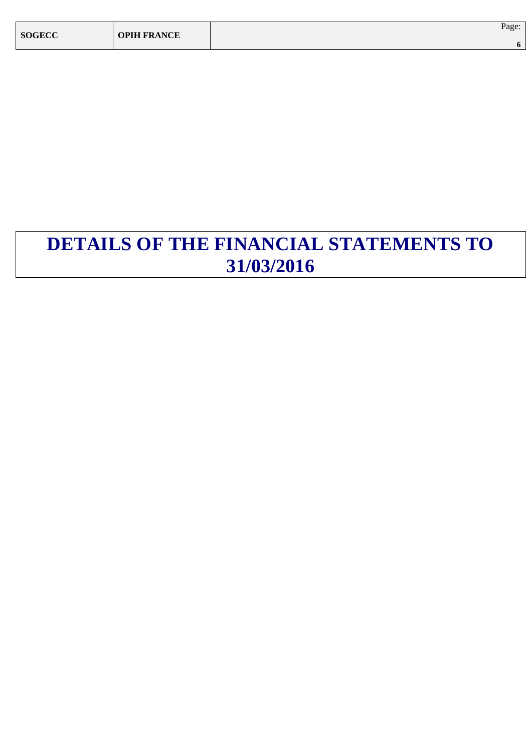# DETAILS OF THE FINANCIAL STATEMENTS TO 31/03/2016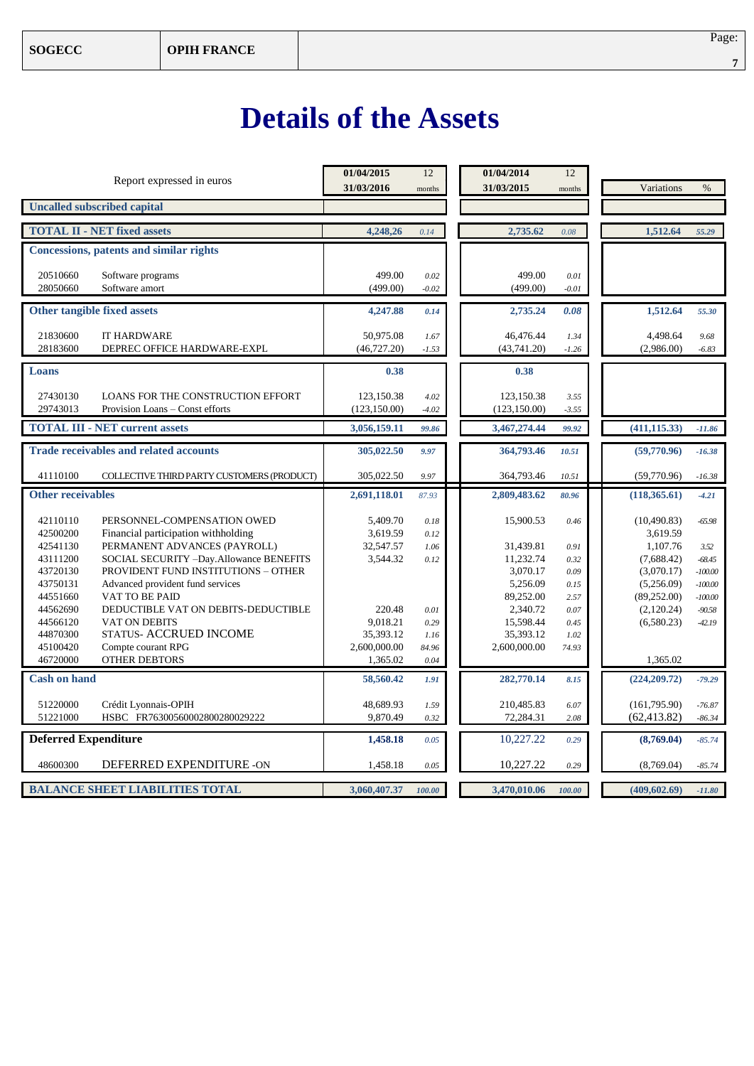# Details of the Assets

| | Report expressed in euros | 01/04/2015 31/03/2016 | 12 months | 01/04/2014 31/03/2015 | 12 months | Variations | % |
|---|---|---|---|---|---|---|---|
| **Uncalled subscribed capital** | | | | | | | |
| **TOTAL II - NET fixed assets** | | **4,248,26** | *0.14* | **2,735.62** | *0.08* | **1,512.64** | *55.29* |
| **Concessions, patents and similar rights** | | | | | | | |
| 20510660 | Software programs | 499.00 | *0.02* | 499.00 | *0.01* | | |
| 28050660 | Software amort | (499.00) | *-0.02* | (499.00) | *-0.01* | | |
| **Other tangible fixed assets** | | **4,247.88** | *0.14* | **2,735.24** | ***0.08*** | **1,512.64** | *55.30* |
| 21830600 | IT HARDWARE | 50,975.08 | *1.67* | 46,476.44 | *1.34* | 4,498.64 | *9.68* |
| 28183600 | DEPREC OFFICE HARDWARE-EXPL | (46,727.20) | *-1.53* | (43,741.20) | *-1.26* | (2,986.00) | *-6.83* |
| **Loans** | | **0.38** | | **0.38** | | | |
| 27430130 | LOANS FOR THE CONSTRUCTION EFFORT | 123,150.38 | *4.02* | 123,150.38 | *3.55* | | |
| 29743013 | Provision Loans – Const efforts | (123,150.00) | *-4.02* | (123,150.00) | *-3.55* | | |
| **TOTAL III - NET current assets** | | **3,056,159.11** | *99.86* | **3,467,274.44** | *99.92* | **(411,115.33)** | *-11.86* |
| **Trade receivables and related accounts** | | **305,022.50** | *9.97* | **364,793.46** | *10.51* | **(59,770.96)** | *-16.38* |
| 41110100 | COLLECTIVE THIRD PARTY CUSTOMERS (PRODUCT) | 305,022.50 | *9.97* | 364,793.46 | *10.51* | (59,770.96) | *-16.38* |
| **Other receivables** | | **2,691,118.01** | *87.93* | **2,809,483.62** | *80.96* | **(118,365.61)** | *-4.21* |
| 42110110 | PERSONNEL-COMPENSATION OWED | 5,409.70 | *0.18* | 15,900.53 | *0.46* | (10,490.83) | *-65.98* |
| 42500200 | Financial participation withholding | 3,619.59 | *0.12* | | | 3,619.59 | |
| 42541130 | PERMANENT ADVANCES (PAYROLL) | 32,547.57 | *1.06* | 31,439.81 | *0.91* | 1,107.76 | *3.52* |
| 43111200 | SOCIAL SECURITY –Day.Allowance BENEFITS | 3,544.32 | *0.12* | 11,232.74 | *0.32* | (7,688.42) | *-68.45* |
| 43720130 | PROVIDENT FUND INSTITUTIONS – OTHER | | | 3,070.17 | *0.09* | (3,070.17) | *-100.00* |
| 43750131 | Advanced provident fund services | | | 5,256.09 | *0.15* | (5,256.09) | *-100.00* |
| 44551660 | VAT TO BE PAID | | | 89,252.00 | *2.57* | (89,252.00) | *-100.00* |
| 44562690 | DEDUCTIBLE VAT ON DEBITS-DEDUCTIBLE | 220.48 | *0.01* | 2,340.72 | *0.07* | (2,120.24) | *-90.58* |
| 44566120 | VAT ON DEBITS | 9,018.21 | *0.29* | 15,598.44 | *0.45* | (6,580.23) | *-42.19* |
| 44870300 | STATUS- ACCRUED INCOME | 35,393.12 | *1.16* | 35,393.12 | *1.02* | | |
| 45100420 | Compte courant RPG | 2,600,000.00 | *84.96* | 2,600,000.00 | *74.93* | | |
| 46720000 | OTHER DEBTORS | 1,365.02 | *0.04* | | | 1,365.02 | |
| **Cash on hand** | | **58,560.42** | *1.91* | **282,770.14** | *8.15* | **(224,209.72)** | *-79.29* |
| 51220000 | Crédit Lyonnais-OPIH | 48,689.93 | *1.59* | 210,485.83 | *6.07* | (161,795.90) | *-76.87* |
| 51221000 | HSBC FR76300560002800280029222 | 9,870.49 | *0.32* | 72,284.31 | *2.08* | (62,413.82) | *-86.34* |
| **Deferred Expenditure** | | **1,458.18** | *0.05* | 10,227.22 | *0.29* | **(8,769.04)** | *-85.74* |
| 48600300 | DEFERRED EXPENDITURE -ON | 1,458.18 | *0.05* | 10,227.22 | *0.29* | (8,769.04) | *-85.74* |
| **BALANCE SHEET LIABILITIES TOTAL** | | **3,060,407.37** | ***100.00*** | **3,470,010.06** | ***100.00*** | **(409,602.69)** | *-11.80* |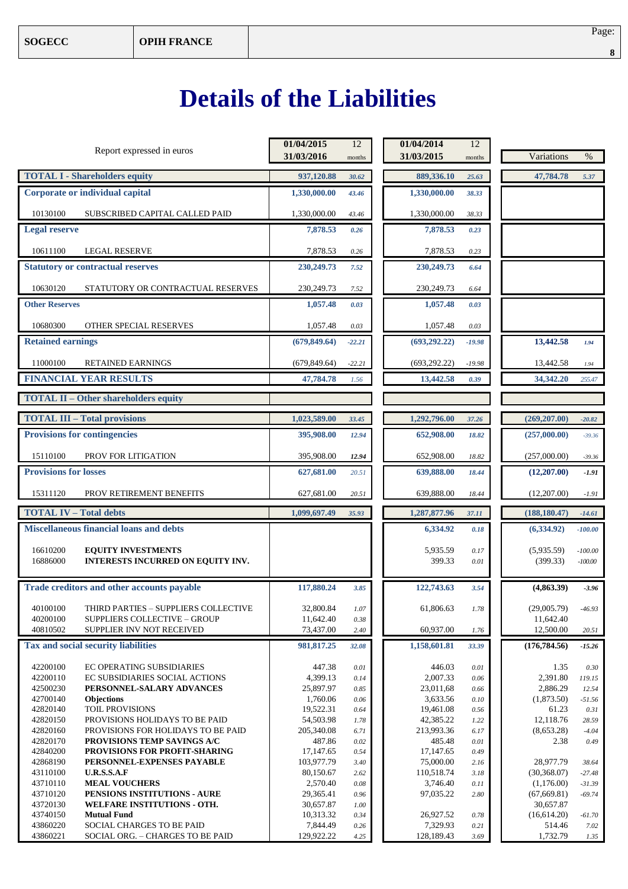# Details of the Liabilities

| Report expressed in euros | | 01/04/2015 31/03/2016 | 12 months | 01/04/2014 31/03/2015 | 12 months | Variations | % |
|---|---|---|---|---|---|---|---|
| **TOTAL I - Shareholders equity** | | **937,120.88** | *30.62* | **889,336.10** | *25.63* | **47,784.78** | *5.37* |
| **Corporate or individual capital** | | **1,330,000.00** | *43.46* | **1,330,000.00** | *38.33* | | |
| 10130100 | SUBSCRIBED CAPITAL CALLED PAID | 1,330,000.00 | *43.46* | 1,330,000.00 | *38.33* | | |
| **Legal reserve** | | **7,878.53** | *0.26* | **7,878.53** | *0.23* | | |
| 10611100 | LEGAL RESERVE | 7,878.53 | *0.26* | 7,878.53 | *0.23* | | |
| **Statutory or contractual reserves** | | **230,249.73** | *7.52* | **230,249.73** | *6.64* | | |
| 10630120 | STATUTORY OR CONTRACTUAL RESERVES | 230,249.73 | *7.52* | 230,249.73 | *6.64* | | |
| **Other Reserves** | | **1,057.48** | *0.03* | **1,057.48** | *0.03* | | |
| 10680300 | OTHER SPECIAL RESERVES | 1,057.48 | *0.03* | 1,057.48 | *0.03* | | |
| **Retained earnings** | | **(679,849.64)** | *-22.21* | **(693,292.22)** | *-19.98* | **13,442.58** | *1.94* |
| 11000100 | RETAINED EARNINGS | (679,849.64) | *-22.21* | (693,292.22) | *-19.98* | 13,442.58 | *1.94* |
| **FINANCIAL YEAR RESULTS** | | **47,784.78** | *1.56* | **13,442.58** | *0.39* | **34,342.20** | *255.47* |
| **TOTAL II – Other shareholders equity** | | | | | | | |
| **TOTAL III – Total provisions** | | **1,023,589.00** | *33.45* | **1,292,796.00** | *37.26* | **(269,207.00)** | *-20.82* |
| **Provisions for contingencies** | | **395,908.00** | *12.94* | **652,908.00** | *18.82* | **(257,000.00)** | *-39.36* |
| 15110100 | PROV FOR LITIGATION | 395,908.00 | *12.94* | 652,908.00 | *18.82* | (257,000.00) | *-39.36* |
| **Provisions for losses** | | **627,681.00** | *20.51* | **639,888.00** | *18.44* | **(12,207.00)** | *-1.91* |
| 15311120 | PROV RETIREMENT BENEFITS | 627,681.00 | *20.51* | 639,888.00 | *18.44* | (12,207.00) | *-1.91* |
| **TOTAL IV – Total debts** | | **1,099,697.49** | *35.93* | **1,287,877.96** | *37.11* | **(188,180.47)** | *-14.61* |
| **Miscellaneous financial loans and debts** | | | | **6,334.92** | *0.18* | **(6,334.92)** | *-100.00* |
| 16610200 | **EQUITY INVESTMENTS** | | | 5,935.59 | *0.17* | (5,935.59) | *-100.00* |
| 16886000 | **INTERESTS INCURRED ON EQUITY INV.** | | | 399.33 | *0.01* | (399.33) | *-100.00* |
| **Trade creditors and other accounts payable** | | **117,880.24** | *3.85* | **122,743.63** | *3.54* | **(4,863.39)** | *-3.96* |
| 40100100 | THIRD PARTIES – SUPPLIERS COLLECTIVE | 32,800.84 | *1.07* | 61,806.63 | *1.78* | (29,005.79) | *-46.93* |
| 40200100 | SUPPLIERS COLLECTIVE – GROUP | 11,642.40 | *0.38* | | | 11,642.40 | |
| 40810502 | SUPPLIER INV NOT RECEIVED | 73,437.00 | *2.40* | 60,937.00 | *1.76* | 12,500.00 | *20.51* |
| **Tax and social security liabilities** | | **981,817.25** | *32.08* | **1,158,601.81** | *33.39* | **(176,784.56)** | *-15.26* |
| 42200100 | EC OPERATING SUBSIDIARIES | 447.38 | *0.01* | 446.03 | *0.01* | 1.35 | *0.30* |
| 42200110 | EC SUBSIDIARIES SOCIAL ACTIONS | 4,399.13 | *0.14* | 2,007.33 | *0.06* | 2,391.80 | *119.15* |
| 42500230 | **PERSONNEL-SALARY ADVANCES** | 25,897.97 | *0.85* | 23,011,68 | *0.66* | 2,886.29 | *12.54* |
| 42700140 | **Objections** | 1,760.06 | *0.06* | 3,633.56 | *0.10* | (1,873.50) | *-51.56* |
| 42820140 | TOIL PROVISIONS | 19,522.31 | *0.64* | 19,461.08 | *0.56* | 61.23 | *0.31* |
| 42820150 | PROVISIONS HOLIDAYS TO BE PAID | 54,503.98 | *1.78* | 42,385.22 | *1.22* | 12,118.76 | *28.59* |
| 42820160 | PROVISIONS FOR HOLIDAYS TO BE PAID | 205,340.08 | *6.71* | 213,993.36 | *6.17* | (8,653.28) | *-4.04* |
| 42820170 | **PROVISIONS TEMP SAVINGS A/C** | 487.86 | *0.02* | 485.48 | *0.01* | 2.38 | *0.49* |
| 42840200 | **PROVISIONS FOR PROFIT-SHARING** | 17,147.65 | *0.54* | 17,147.65 | *0.49* | | |
| 42868190 | **PERSONNEL-EXPENSES PAYABLE** | 103,977.79 | *3.40* | 75,000.00 | *2.16* | 28,977.79 | *38.64* |
| 43110100 | **U.R.S.S.A.F** | 80,150.67 | *2.62* | 110,518.74 | *3.18* | (30,368.07) | *-27.48* |
| 43710110 | **MEAL VOUCHERS** | 2,570.40 | *0.08* | 3,746.40 | *0.11* | (1,176.00) | *-31.39* |
| 43710120 | **PENSIONS INSTITUTIONS - AURE** | 29,365.41 | *0.96* | 97,035.22 | *2.80* | (67,669.81) | *-69.74* |
| 43720130 | **WELFARE INSTITUTIONS - OTH.** | 30,657.87 | *1.00* | | | 30,657.87 | |
| 43740150 | **Mutual Fund** | 10,313.32 | *0.34* | 26,927.52 | *0.78* | (16,614.20) | *-61.70* |
| 43860220 | SOCIAL CHARGES TO BE PAID | 7,844.49 | *0.26* | 7,329.93 | *0.21* | 514.46 | *7.02* |
| 43860221 | SOCIAL ORG. – CHARGES TO BE PAID | 129,922.22 | *4.25* | 128,189.43 | *3.69* | 1,732.79 | *1.35* |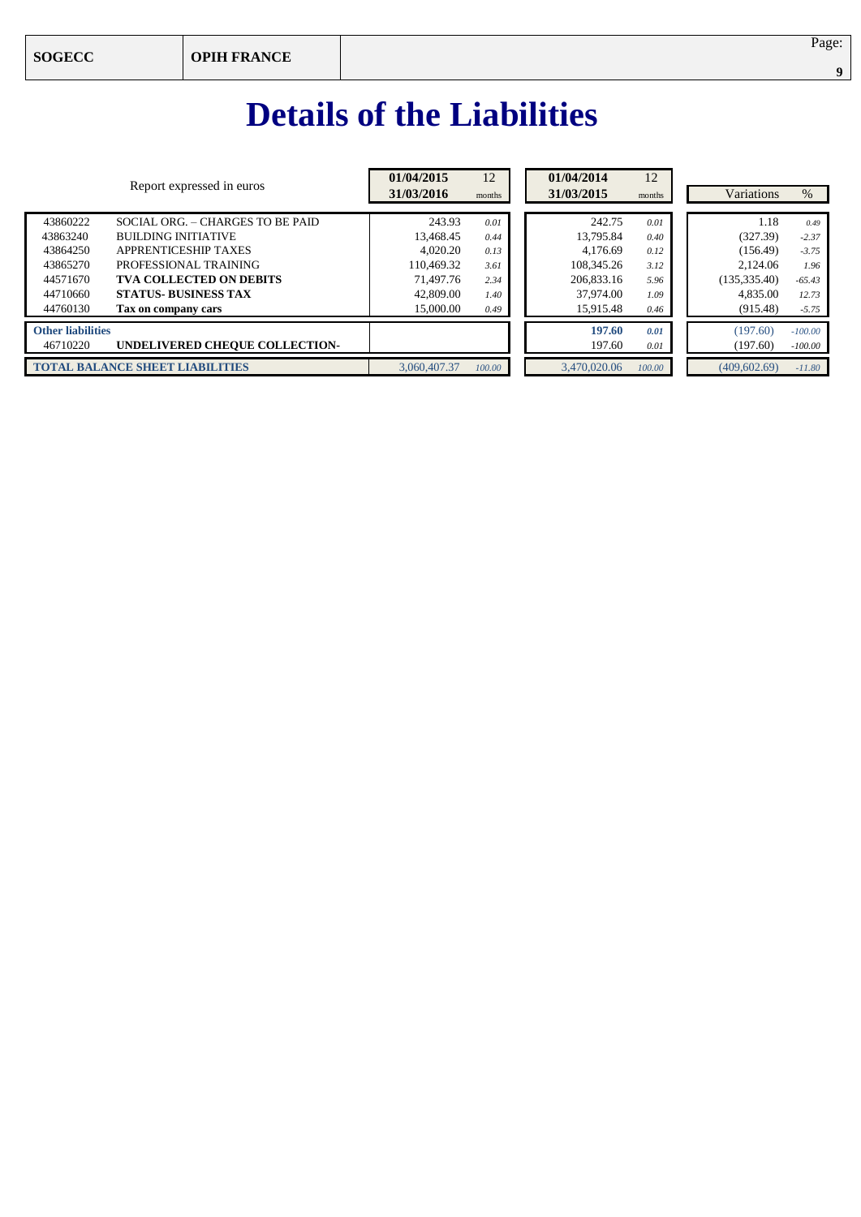# Details of the Liabilities

| Report expressed in euros | | 01/04/2015 31/03/2016 | 12 months | 01/04/2014 31/03/2015 | 12 months | Variations | % |
|---|---|---|---|---|---|---|---|
| 43860222 | SOCIAL ORG. – CHARGES TO BE PAID | 243.93 | *0.01* | 242.75 | *0.01* | 1.18 | *0.49* |
| 43863240 | BUILDING INITIATIVE | 13,468.45 | *0.44* | 13,795.84 | *0.40* | (327.39) | *-2.37* |
| 43864250 | APPRENTICESHIP TAXES | 4,020.20 | *0.13* | 4,176.69 | *0.12* | (156.49) | *-3.75* |
| 43865270 | PROFESSIONAL TRAINING | 110,469.32 | *3.61* | 108,345.26 | *3.12* | 2,124.06 | *1.96* |
| 44571670 | **TVA COLLECTED ON DEBITS** | 71,497.76 | *2.34* | 206,833.16 | *5.96* | (135,335.40) | *-65.43* |
| 44710660 | **STATUS- BUSINESS TAX** | 42,809.00 | *1.40* | 37,974.00 | *1.09* | 4,835.00 | *12.73* |
| 44760130 | **Tax on company cars** | 15,000.00 | *0.49* | 15,915.48 | *0.46* | (915.48) | *-5.75* |
| **Other liabilities** | | | | **197.60** | ***0.01*** | (197.60) | *-100.00* |
| 46710220 | **UNDELIVERED CHEQUE COLLECTION-** | | | 197.60 | *0.01* | (197.60) | *-100.00* |
| **TOTAL BALANCE SHEET LIABILITIES** | | 3,060,407.37 | *100.00* | 3,470,020.06 | *100.00* | (409,602.69) | *-11.80* |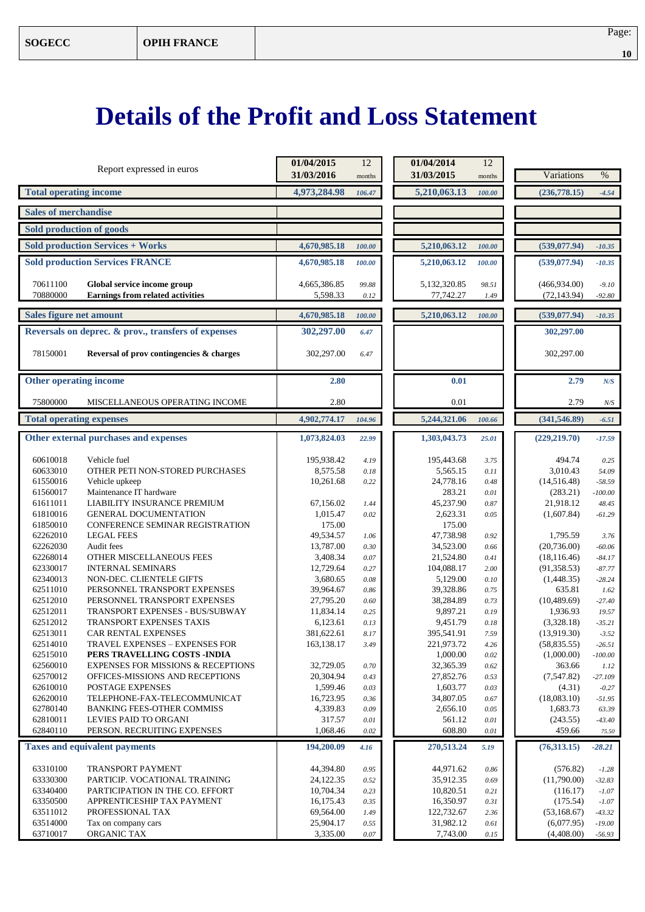| SOGECC | OPIH FRANCE |
|---|---|

# Details of the Profit and Loss Statement

| Report expressed in euros | | 01/04/2015 31/03/2016 | 12 months | 01/04/2014 31/03/2015 | 12 months | Variations | % |
|---|---|---|---|---|---|---|---|
| **Total operating income** | | **4,973,284.98** | 106.47 | **5,210,063.13** | 100.00 | **(236,778.15)** | -4.54 |
| **Sales of merchandise** | | | | | | | |
| **Sold production of goods** | | | | | | | |
| **Sold production Services + Works** | | **4,670,985.18** | 100.00 | **5,210,063.12** | 100.00 | **(539,077.94)** | -10.35 |
| **Sold production Services FRANCE** | | **4,670,985.18** | 100.00 | **5,210,063.12** | 100.00 | **(539,077.94)** | -10.35 |
| 70611100 | **Global service income group** | 4,665,386.85 | 99.88 | 5,132,320.85 | 98.51 | (466,934.00) | -9.10 |
| 70880000 | **Earnings from related activities** | 5,598.33 | 0.12 | 77,742.27 | 1.49 | (72,143.94) | -92.80 |
| **Sales figure net amount** | | **4,670,985.18** | 100.00 | **5,210,063.12** | 100.00 | **(539,077.94)** | -10.35 |
| **Reversals on deprec. & prov., transfers of expenses** | | **302,297.00** | 6.47 | | | **302,297.00** | |
| 78150001 | **Reversal of prov contingencies & charges** | 302,297.00 | 6.47 | | | 302,297.00 | |
| **Other operating income** | | **2.80** | | **0.01** | | **2.79** | N/S |
| 75800000 | MISCELLANEOUS OPERATING INCOME | 2.80 | | 0.01 | | 2.79 | N/S |
| **Total operating expenses** | | **4,902,774.17** | 104.96 | **5,244,321.06** | 100.66 | **(341,546.89)** | -6.51 |
| **Other external purchases and expenses** | | **1,073,824.03** | 22.99 | **1,303,043.73** | 25.01 | **(229,219.70)** | -17.59 |
| 60610018 | Vehicle fuel | 195,938.42 | 4.19 | 195,443.68 | 3.75 | 494.74 | 0.25 |
| 60633010 | OTHER PETI NON-STORED PURCHASES | 8,575.58 | 0.18 | 5,565.15 | 0.11 | 3,010.43 | 54.09 |
| 61550016 | Vehicle upkeep | 10,261.68 | 0.22 | 24,778.16 | 0.48 | (14,516.48) | -58.59 |
| 61560017 | Maintenance IT hardware | | | 283.21 | 0.01 | (283.21) | -100.00 |
| 61611011 | LIABILITY INSURANCE PREMIUM | 67,156.02 | 1.44 | 45,237.90 | 0.87 | 21,918.12 | 48.45 |
| 61810016 | GENERAL DOCUMENTATION | 1,015.47 | 0.02 | 2,623.31 | 0.05 | (1,607.84) | -61.29 |
| 61850010 | CONFERENCE SEMINAR REGISTRATION | 175.00 | | 175.00 | | | |
| 62262010 | LEGAL FEES | 49,534.57 | 1.06 | 47,738.98 | 0.92 | 1,795.59 | 3.76 |
| 62262030 | Audit fees | 13,787.00 | 0.30 | 34,523.00 | 0.66 | (20,736.00) | -60.06 |
| 62268014 | OTHER MISCELLANEOUS FEES | 3,408.34 | 0.07 | 21,524.80 | 0.41 | (18,116.46) | -84.17 |
| 62330017 | INTERNAL SEMINARS | 12,729.64 | 0.27 | 104,088.17 | 2.00 | (91,358.53) | -87.77 |
| 62340013 | NON-DEC. CLIENTELE GIFTS | 3,680.65 | 0.08 | 5,129.00 | 0.10 | (1,448.35) | -28.24 |
| 62511010 | PERSONNEL TRANSPORT EXPENSES | 39,964.67 | 0.86 | 39,328.86 | 0.75 | 635.81 | 1.62 |
| 62512010 | PERSONNEL TRANSPORT EXPENSES | 27,795.20 | 0.60 | 38,284.89 | 0.73 | (10,489.69) | -27.40 |
| 62512011 | TRANSPORT EXPENSES - BUS/SUBWAY | 11,834.14 | 0.25 | 9,897.21 | 0.19 | 1,936.93 | 19.57 |
| 62512012 | TRANSPORT EXPENSES TAXIS | 6,123.61 | 0.13 | 9,451.79 | 0.18 | (3,328.18) | -35.21 |
| 62513011 | CAR RENTAL EXPENSES | 381,622.61 | 8.17 | 395,541.91 | 7.59 | (13,919.30) | -3.52 |
| 62514010 | TRAVEL EXPENSES – EXPENSES FOR | 163,138.17 | 3.49 | 221,973.72 | 4.26 | (58,835.55) | -26.51 |
| 62515010 | **PERS TRAVELLING COSTS -INDIA** | | | 1,000.00 | 0.02 | (1,000.00) | -100.00 |
| 62560010 | EXPENSES FOR MISSIONS & RECEPTIONS | 32,729.05 | 0.70 | 32,365.39 | 0.62 | 363.66 | 1.12 |
| 62570012 | OFFICES-MISSIONS AND RECEPTIONS | 20,304.94 | 0.43 | 27,852.76 | 0.53 | (7,547.82) | -27.109 |
| 62610010 | POSTAGE EXPENSES | 1,599.46 | 0.03 | 1,603.77 | 0.03 | (4.31) | -0.27 |
| 62620010 | TELEPHONE-FAX-TELECOMMUNICAT | 16,723.95 | 0.36 | 34,807.05 | 0.67 | (18,083.10) | -51.95 |
| 62780140 | BANKING FEES-OTHER COMMISS | 4,339.83 | 0.09 | 2,656.10 | 0.05 | 1,683.73 | 63.39 |
| 62810011 | LEVIES PAID TO ORGANI | 317.57 | 0.01 | 561.12 | 0.01 | (243.55) | -43.40 |
| 62840110 | PERSON. RECRUITING EXPENSES | 1,068.46 | 0.02 | 608.80 | 0.01 | 459.66 | 75.50 |
| **Taxes and equivalent payments** | | **194,200.09** | 4.16 | **270,513.24** | 5.19 | **(76,313.15)** | -28.21 |
| 63310100 | TRANSPORT PAYMENT | 44,394.80 | 0.95 | 44,971.62 | 0.86 | (576.82) | -1.28 |
| 63330300 | PARTICIP. VOCATIONAL TRAINING | 24,122.35 | 0.52 | 35,912.35 | 0.69 | (11,790.00) | -32.83 |
| 63340400 | PARTICIPATION IN THE CO. EFFORT | 10,704.34 | 0.23 | 10,820.51 | 0.21 | (116.17) | -1.07 |
| 63350500 | APPRENTICESHIP TAX PAYMENT | 16,175.43 | 0.35 | 16,350.97 | 0.31 | (175.54) | -1.07 |
| 63511012 | PROFESSIONAL TAX | 69,564.00 | 1.49 | 122,732.67 | 2.36 | (53,168.67) | -43.32 |
| 63514000 | Tax on company cars | 25,904.17 | 0.55 | 31,982.12 | 0.61 | (6,077.95) | -19.00 |
| 63710017 | ORGANIC TAX | 3,335.00 | 0.07 | 7,743.00 | 0.15 | (4,408.00) | -56.93 |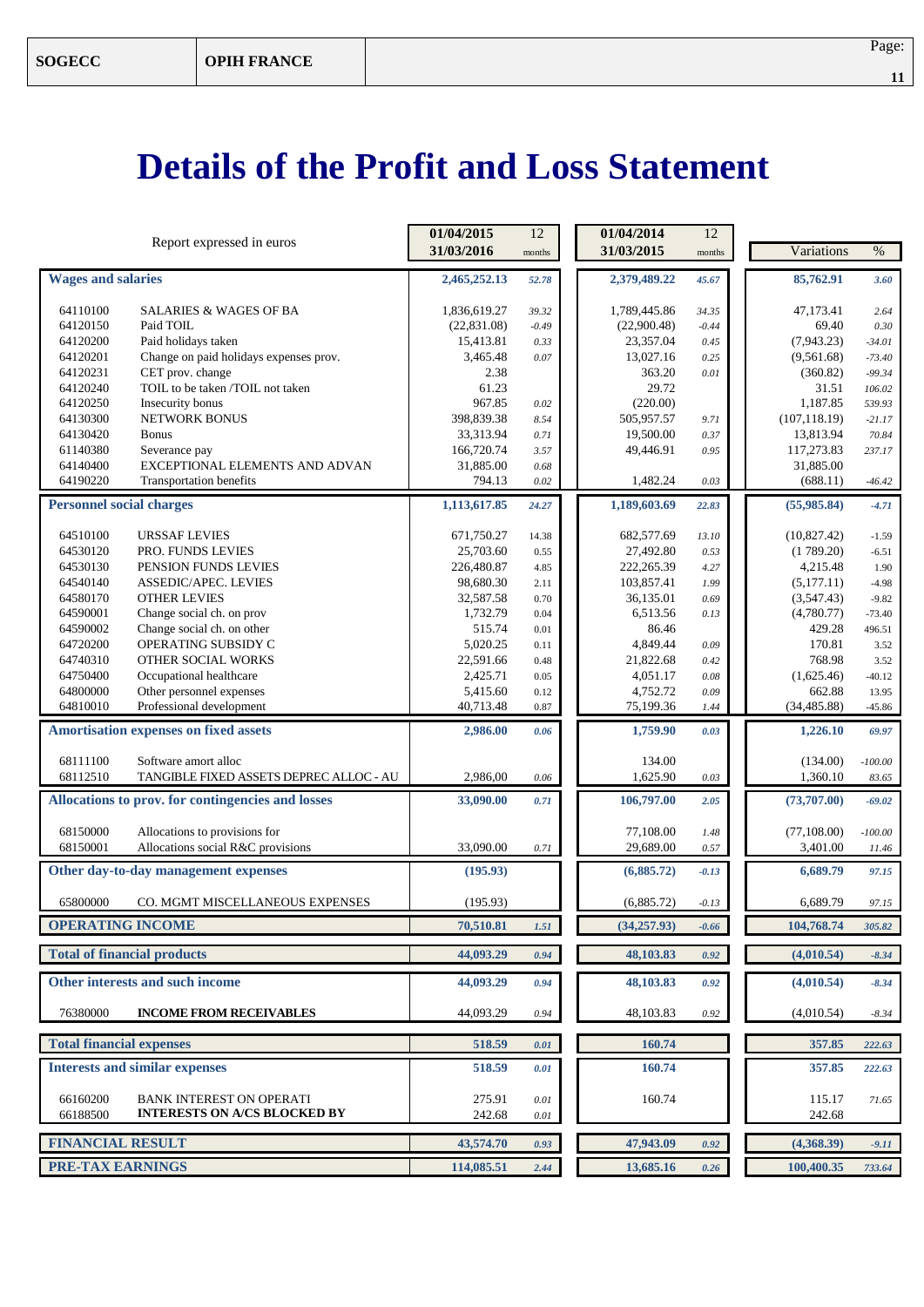| SOGECC | OPIH FRANCE |
|---|---|

# Details of the Profit and Loss Statement

| Report expressed in euros | | 01/04/2015 31/03/2016 | 12 months | 01/04/2014 31/03/2015 | 12 months | Variations | % |
|---|---|---|---|---|---|---|---|
| **Wages and salaries** | | **2,465,252.13** | *52.78* | **2,379,489.22** | *45.67* | **85,762.91** | *3.60* |
| 64110100 | SALARIES & WAGES OF BA | 1,836,619.27 | *39.32* | 1,789,445.86 | *34.35* | 47,173.41 | *2.64* |
| 64120150 | Paid TOIL | (22,831.08) | *-0.49* | (22,900.48) | *-0.44* | 69.40 | *0.30* |
| 64120200 | Paid holidays taken | 15,413.81 | *0.33* | 23,357.04 | *0.45* | (7,943.23) | *-34.01* |
| 64120201 | Change on paid holidays expenses prov. | 3,465.48 | *0.07* | 13,027.16 | *0.25* | (9,561.68) | *-73.40* |
| 64120231 | CET prov. change | 2.38 | | 363.20 | *0.01* | (360.82) | *-99.34* |
| 64120240 | TOIL to be taken /TOIL not taken | 61.23 | | 29.72 | | 31.51 | *106.02* |
| 64120250 | Insecurity bonus | 967.85 | *0.02* | (220.00) | | 1,187.85 | *539.93* |
| 64130300 | NETWORK BONUS | 398,839.38 | *8.54* | 505,957.57 | *9.71* | (107,118.19) | *-21.17* |
| 64130420 | Bonus | 33,313.94 | *0.71* | 19,500.00 | *0.37* | 13,813.94 | *70.84* |
| 61140380 | Severance pay | 166,720.74 | *3.57* | 49,446.91 | *0.95* | 117,273.83 | *237.17* |
| 64140400 | EXCEPTIONAL ELEMENTS AND ADVAN | 31,885.00 | *0.68* | | | 31,885.00 | |
| 64190220 | Transportation benefits | 794.13 | *0.02* | 1,482.24 | *0.03* | (688.11) | *-46.42* |
| **Personnel social charges** | | **1,113,617.85** | *24.27* | **1,189,603.69** | *22.83* | **(55,985.84)** | *-4.71* |
| 64510100 | URSSAF LEVIES | 671,750.27 | 14.38 | 682,577.69 | *13.10* | (10,827.42) | -1.59 |
| 64530120 | PRO. FUNDS LEVIES | 25,703.60 | 0.55 | 27,492.80 | *0.53* | (1 789.20) | -6.51 |
| 64530130 | PENSION FUNDS LEVIES | 226,480.87 | 4.85 | 222,265.39 | *4.27* | 4,215.48 | 1.90 |
| 64540140 | ASSEDIC/APEC. LEVIES | 98,680.30 | 2.11 | 103,857.41 | *1.99* | (5,177.11) | -4.98 |
| 64580170 | OTHER LEVIES | 32,587.58 | 0.70 | 36,135.01 | *0.69* | (3,547.43) | -9.82 |
| 64590001 | Change social ch. on prov | 1,732.79 | 0.04 | 6,513.56 | *0.13* | (4,780.77) | -73.40 |
| 64590002 | Change social ch. on other | 515.74 | 0.01 | 86.46 | | 429.28 | 496.51 |
| 64720200 | OPERATING SUBSIDY C | 5,020.25 | 0.11 | 4,849.44 | *0.09* | 170.81 | 3.52 |
| 64740310 | OTHER SOCIAL WORKS | 22,591.66 | 0.48 | 21,822.68 | *0.42* | 768.98 | 3.52 |
| 64750400 | Occupational healthcare | 2,425.71 | 0.05 | 4,051.17 | *0.08* | (1,625.46) | -40.12 |
| 64800000 | Other personnel expenses | 5,415.60 | 0.12 | 4,752.72 | *0.09* | 662.88 | 13.95 |
| 64810010 | Professional development | 40,713.48 | 0.87 | 75,199.36 | *1.44* | (34,485.88) | -45.86 |
| **Amortisation expenses on fixed assets** | | **2,986.00** | *0.06* | **1,759.90** | *0.03* | **1,226.10** | *69.97* |
| 68111100 | Software amort alloc | | | 134.00 | | (134.00) | *-100.00* |
| 68112510 | TANGIBLE FIXED ASSETS DEPREC ALLOC - AU | 2,986,00 | *0.06* | 1,625.90 | *0.03* | 1,360.10 | *83.65* |
| **Allocations to prov. for contingencies and losses** | | **33,090.00** | *0.71* | **106,797.00** | *2.05* | **(73,707.00)** | *-69.02* |
| 68150000 | Allocations to provisions for | | | 77,108.00 | *1.48* | (77,108.00) | *-100.00* |
| 68150001 | Allocations social R&C provisions | 33,090.00 | *0.71* | 29,689.00 | *0.57* | 3,401.00 | *11.46* |
| **Other day-to-day management expenses** | | **(195.93)** | | **(6,885.72)** | *-0.13* | **6,689.79** | *97.15* |
| 65800000 | CO. MGMT MISCELLANEOUS EXPENSES | (195.93) | | (6,885.72) | *-0.13* | 6,689.79 | *97.15* |
| **OPERATING INCOME** | | **70,510.81** | *1.51* | **(34,257.93)** | *-0.66* | **104,768.74** | *305.82* |
| **Total of financial products** | | **44,093.29** | *0.94* | **48,103.83** | *0.92* | **(4,010.54)** | *-8.34* |
| **Other interests and such income** | | **44,093.29** | *0.94* | **48,103.83** | *0.92* | **(4,010.54)** | *-8.34* |
| 76380000 | **INCOME FROM RECEIVABLES** | 44,093.29 | *0.94* | 48,103.83 | *0.92* | (4,010.54) | *-8.34* |
| **Total financial expenses** | | **518.59** | *0.01* | **160.74** | | **357.85** | *222.63* |
| **Interests and similar expenses** | | **518.59** | *0.01* | **160.74** | | **357.85** | *222.63* |
| 66160200 | BANK INTEREST ON OPERATI | 275.91 | *0.01* | 160.74 | | 115.17 | *71.65* |
| 66188500 | **INTERESTS ON A/CS BLOCKED BY** | 242.68 | *0.01* | | | 242.68 | |
| **FINANCIAL RESULT** | | **43,574.70** | *0.93* | **47,943.09** | *0.92* | **(4,368.39)** | *-9.11* |
| **PRE-TAX EARNINGS** | | **114,085.51** | *2.44* | **13,685.16** | *0.26* | **100,400.35** | *733.64* |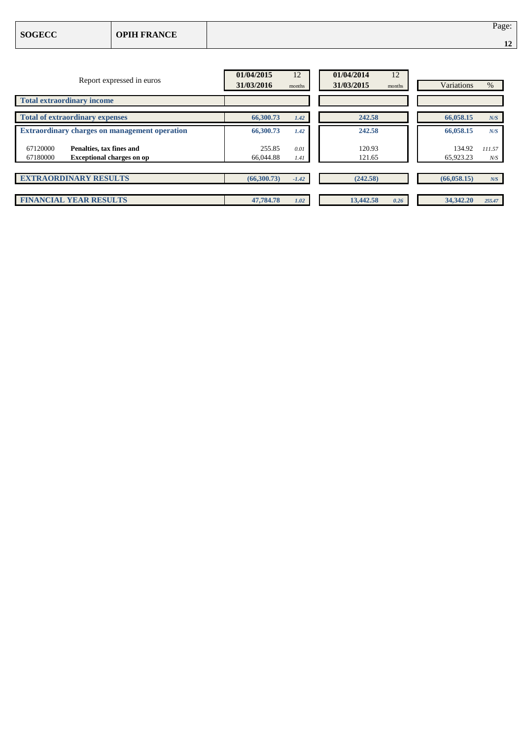| SOGECC | OPIH FRANCE |
|---|---|

| Report expressed in euros | 01/04/2015 31/03/2016 | 12 months | 01/04/2014 31/03/2015 | 12 months | Variations | % |
|---|---|---|---|---|---|---|
| **Total extraordinary income** | | | | | | |
| **Total of extraordinary expenses** | **66,300.73** | *1.42* | **242.58** | | **66,058.15** | *N/S* |
| **Extraordinary charges on management operation** | **66,300.73** | *1.42* | **242.58** | | **66,058.15** | *N/S* |
| 67120000 **Penalties, tax fines and** | 255.85 | *0.01* | 120.93 | | 134.92 | *111.57* |
| 67180000 **Exceptional charges on op** | 66,044.88 | *1.41* | 121.65 | | 65,923.23 | *N/S* |
| **EXTRAORDINARY RESULTS** | **(66,300.73)** | *-1.42* | **(242.58)** | | **(66,058.15)** | *N/S* |
| **FINANCIAL YEAR RESULTS** | **47,784.78** | *1.02* | **13,442.58** | *0.26* | **34,342.20** | *255.47* |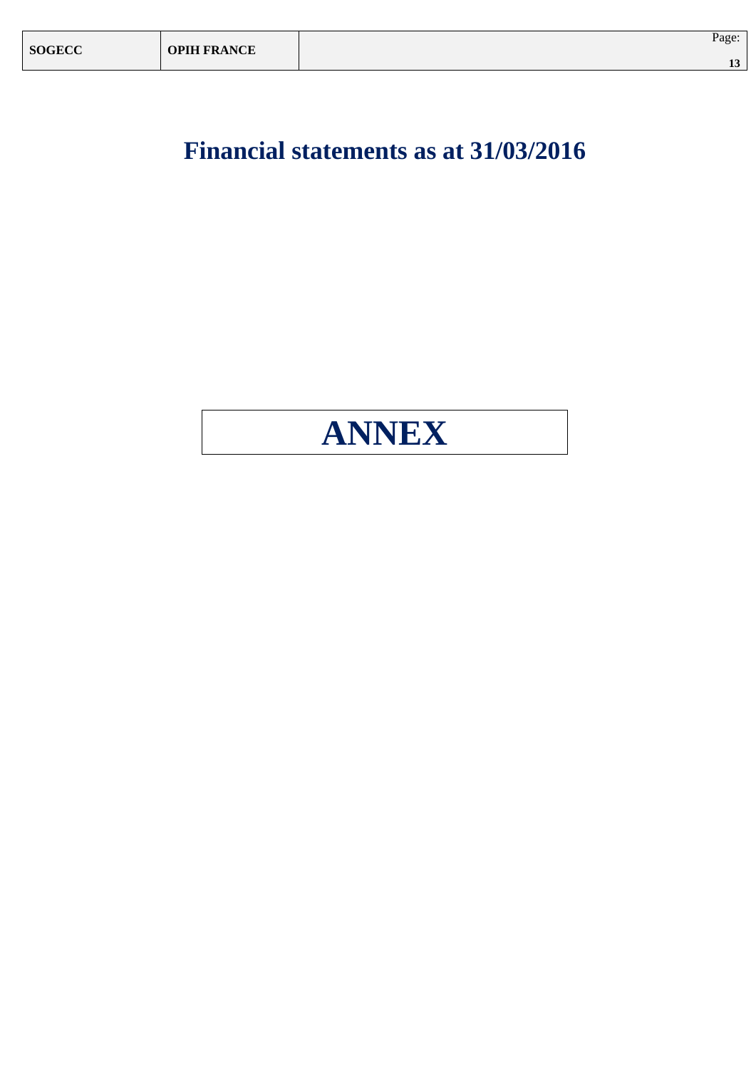# Financial statements as at 31/03/2016

# ANNEX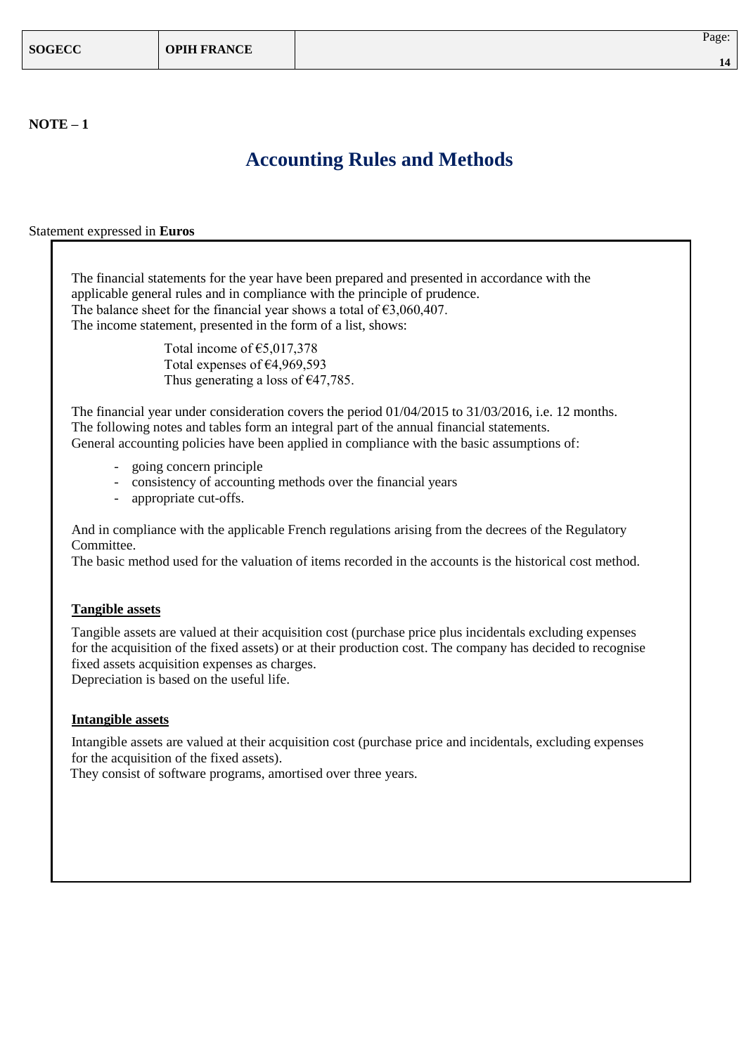**NOTE – 1**

# Accounting Rules and Methods

Statement expressed in **Euros**

The financial statements for the year have been prepared and presented in accordance with the applicable general rules and in compliance with the principle of prudence.
The balance sheet for the financial year shows a total of €3,060,407.
The income statement, presented in the form of a list, shows:

> Total income of €5,017,378
> Total expenses of €4,969,593
> Thus generating a loss of €47,785.

The financial year under consideration covers the period 01/04/2015 to 31/03/2016, i.e. 12 months.
The following notes and tables form an integral part of the annual financial statements.
General accounting policies have been applied in compliance with the basic assumptions of:

- going concern principle
- consistency of accounting methods over the financial years
- appropriate cut-offs.

And in compliance with the applicable French regulations arising from the decrees of the Regulatory Committee.
The basic method used for the valuation of items recorded in the accounts is the historical cost method.

**Tangible assets**

Tangible assets are valued at their acquisition cost (purchase price plus incidentals excluding expenses for the acquisition of the fixed assets) or at their production cost. The company has decided to recognise fixed assets acquisition expenses as charges.
Depreciation is based on the useful life.

**Intangible assets**

Intangible assets are valued at their acquisition cost (purchase price and incidentals, excluding expenses for the acquisition of the fixed assets).
They consist of software programs, amortised over three years.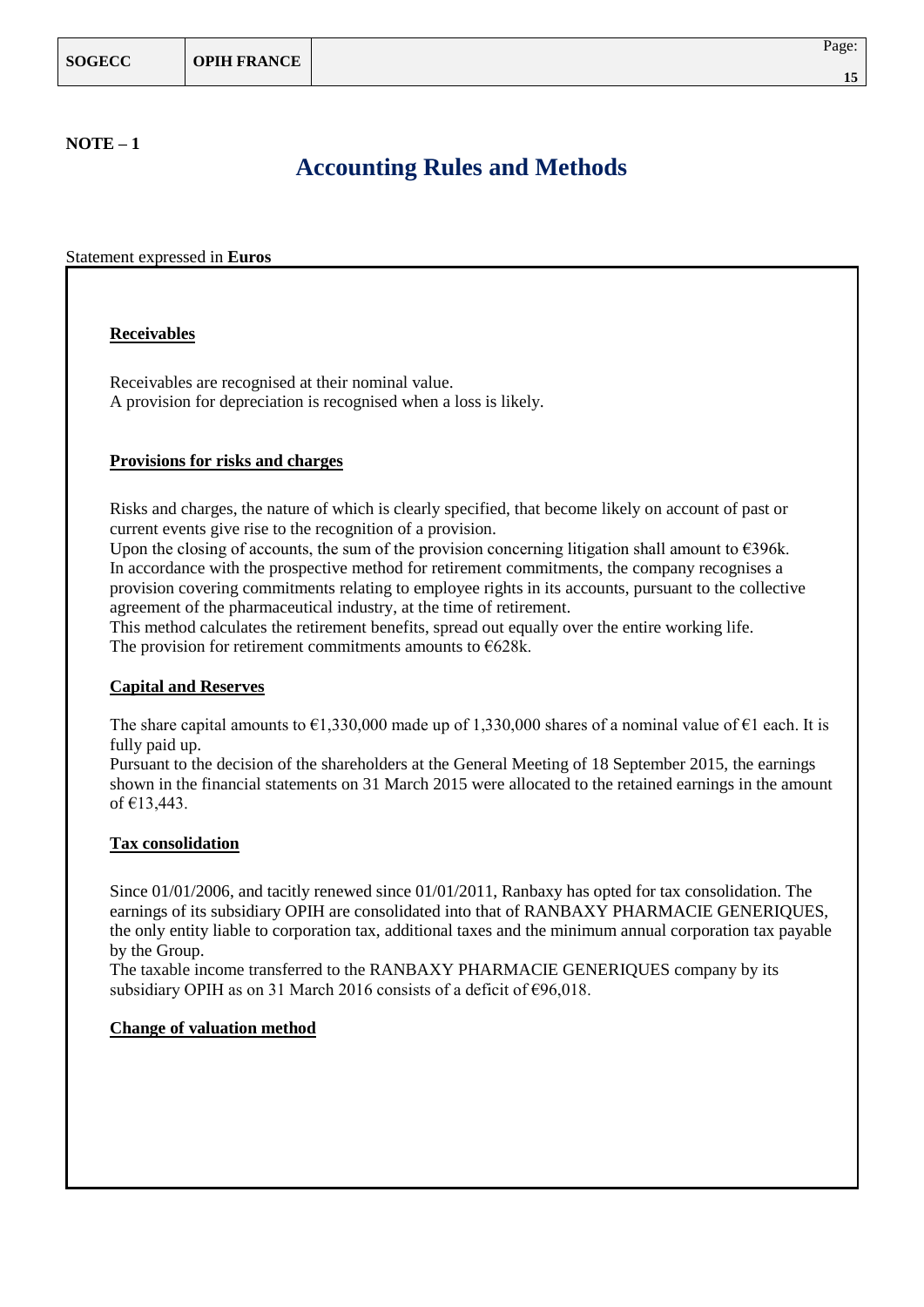**NOTE – 1**

# Accounting Rules and Methods

Statement expressed in **Euros**

**Receivables**

Receivables are recognised at their nominal value.
A provision for depreciation is recognised when a loss is likely.

**Provisions for risks and charges**

Risks and charges, the nature of which is clearly specified, that become likely on account of past or current events give rise to the recognition of a provision.
Upon the closing of accounts, the sum of the provision concerning litigation shall amount to €396k.
In accordance with the prospective method for retirement commitments, the company recognises a provision covering commitments relating to employee rights in its accounts, pursuant to the collective agreement of the pharmaceutical industry, at the time of retirement.
This method calculates the retirement benefits, spread out equally over the entire working life.
The provision for retirement commitments amounts to €628k.

**Capital and Reserves**

The share capital amounts to €1,330,000 made up of 1,330,000 shares of a nominal value of €1 each. It is fully paid up.
Pursuant to the decision of the shareholders at the General Meeting of 18 September 2015, the earnings shown in the financial statements on 31 March 2015 were allocated to the retained earnings in the amount of €13,443.

**Tax consolidation**

Since 01/01/2006, and tacitly renewed since 01/01/2011, Ranbaxy has opted for tax consolidation. The earnings of its subsidiary OPIH are consolidated into that of RANBAXY PHARMACIE GENERIQUES, the only entity liable to corporation tax, additional taxes and the minimum annual corporation tax payable by the Group.
The taxable income transferred to the RANBAXY PHARMACIE GENERIQUES company by its subsidiary OPIH as on 31 March 2016 consists of a deficit of €96,018.

**Change of valuation method**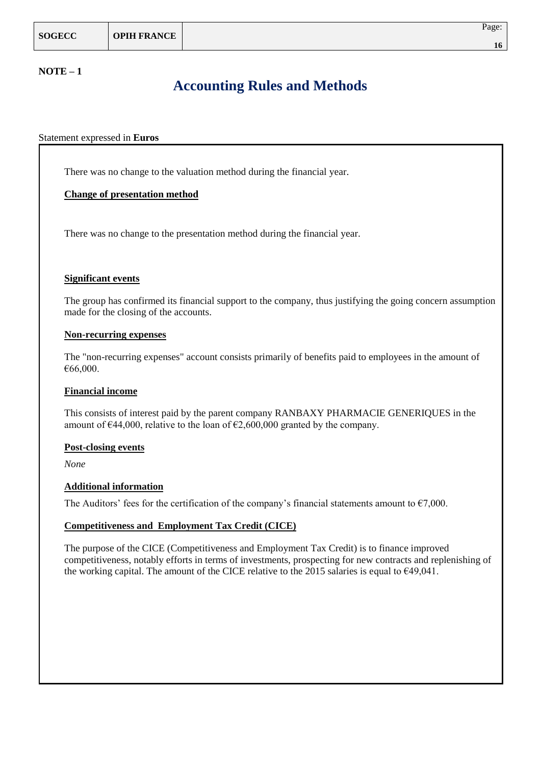**NOTE – 1**

# Accounting Rules and Methods

Statement expressed in **Euros**

There was no change to the valuation method during the financial year.

**Change of presentation method**

There was no change to the presentation method during the financial year.

**Significant events**

The group has confirmed its financial support to the company, thus justifying the going concern assumption made for the closing of the accounts.

**Non-recurring expenses**

The "non-recurring expenses" account consists primarily of benefits paid to employees in the amount of €66,000.

**Financial income**

This consists of interest paid by the parent company RANBAXY PHARMACIE GENERIQUES in the amount of €44,000, relative to the loan of €2,600,000 granted by the company.

**Post-closing events**

*None*

**Additional information**

The Auditors' fees for the certification of the company's financial statements amount to €7,000.

**Competitiveness and Employment Tax Credit (CICE)**

The purpose of the CICE (Competitiveness and Employment Tax Credit) is to finance improved competitiveness, notably efforts in terms of investments, prospecting for new contracts and replenishing of the working capital. The amount of the CICE relative to the 2015 salaries is equal to €49,041.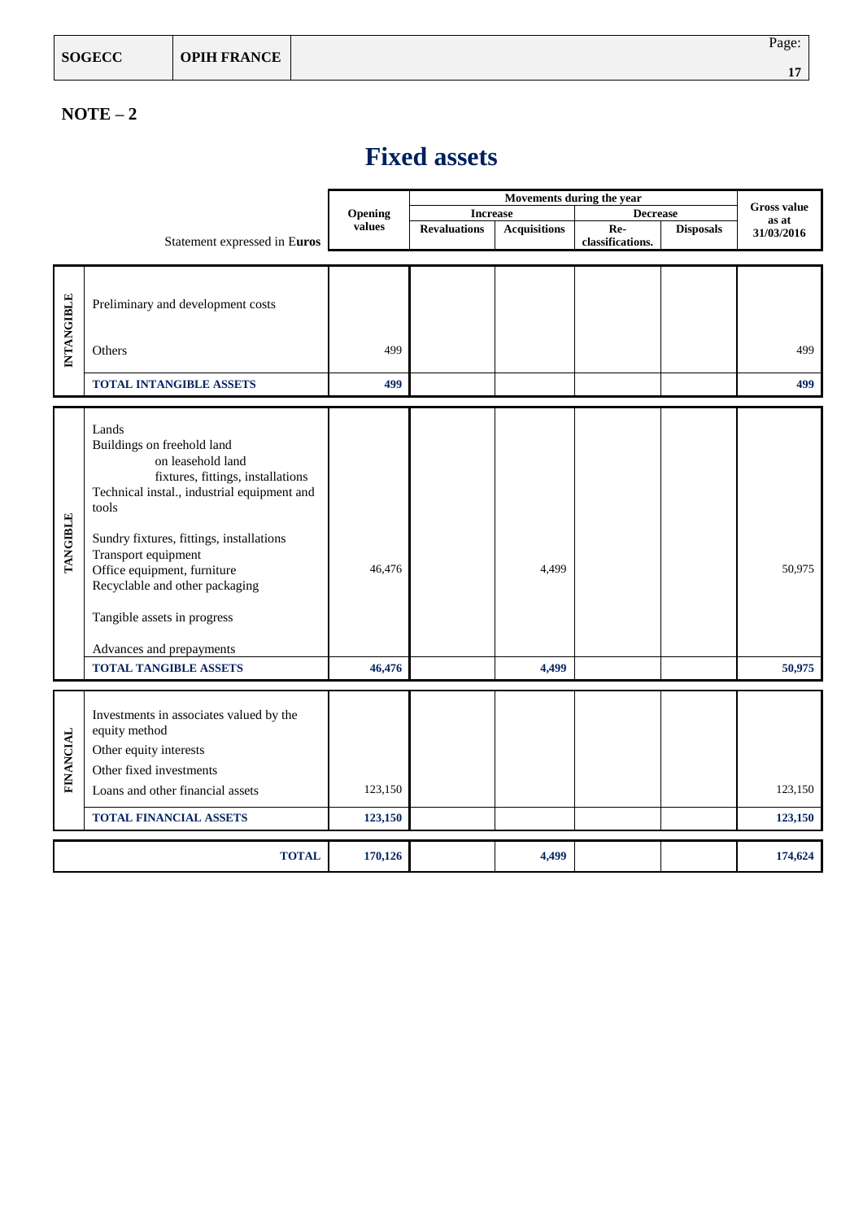## NOTE – 2

# Fixed assets

| | Statement expressed in Euros | Opening values | Movements during the year | | | | Gross value as at 31/03/2016 |
|---|---|---|---|---|---|---|---|
| | | | Increase | | Decrease | | |
| | | | Revaluations | Acquisitions | Re-classifications. | Disposals | |
| INTANGIBLE | Preliminary and development costs | | | | | | |
| | Others | 499 | | | | | 499 |
| | **TOTAL INTANGIBLE ASSETS** | **499** | | | | | **499** |
| TANGIBLE | Lands<br>Buildings on freehold land<br>on leasehold land<br>fixtures, fittings, installations<br>Technical instal., industrial equipment and tools<br>Sundry fixtures, fittings, installations<br>Transport equipment<br>Office equipment, furniture<br>Recyclable and other packaging<br>Tangible assets in progress<br>Advances and prepayments | 46,476 | | 4,499 | | | 50,975 |
| | **TOTAL TANGIBLE ASSETS** | **46,476** | | **4,499** | | | **50,975** |
| FINANCIAL | Investments in associates valued by the equity method<br>Other equity interests<br>Other fixed investments<br>Loans and other financial assets | 123,150 | | | | | 123,150 |
| | **TOTAL FINANCIAL ASSETS** | **123,150** | | | | | **123,150** |
| | **TOTAL** | **170,126** | | **4,499** | | | **174,624** |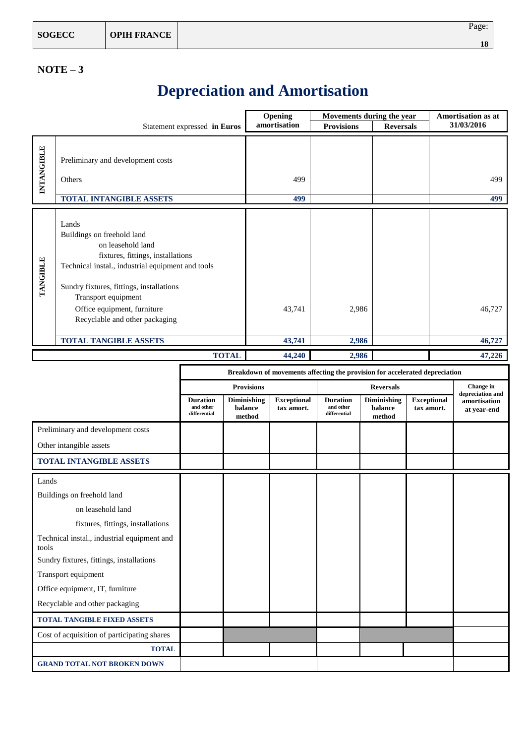## NOTE – 3

# Depreciation and Amortisation

| | Statement expressed **in Euros** | Opening amortisation | Movements during the year | | Amortisation as at 31/03/2016 |
|---|---|---|---|---|---|
| | | | Provisions | Reversals | |
| INTANGIBLE | Preliminary and development costs | | | | |
| | Others | 499 | | | 499 |
| | **TOTAL INTANGIBLE ASSETS** | **499** | | | **499** |
| TANGIBLE | Lands | | | | |
| | Buildings on freehold land | | | | |
| | on leasehold land | | | | |
| | fixtures, fittings, installations | | | | |
| | Technical instal., industrial equipment and tools | | | | |
| | Sundry fixtures, fittings, installations | | | | |
| | Transport equipment | | | | |
| | Office equipment, furniture | 43,741 | 2,986 | | 46,727 |
| | Recyclable and other packaging | | | | |
| | **TOTAL TANGIBLE ASSETS** | **43,741** | **2,986** | | **46,727** |
| | **TOTAL** | **44,240** | **2,986** | | **47,226** |

| | Breakdown of movements affecting the provision for accelerated depreciation | | | | | | |
|---|---|---|---|---|---|---|---|
| | Provisions | | | Reversals | | | Change in depreciation and amortisation at year-end |
| | Duration and other differential | Diminishing balance method | Exceptional tax amort. | Duration and other differential | Diminishing balance method | Exceptional tax amort. | |
| Preliminary and development costs | | | | | | | |
| Other intangible assets | | | | | | | |
| **TOTAL INTANGIBLE ASSETS** | | | | | | | |
| Lands | | | | | | | |
| Buildings on freehold land | | | | | | | |
| on leasehold land | | | | | | | |
| fixtures, fittings, installations | | | | | | | |
| Technical instal., industrial equipment and tools | | | | | | | |
| Sundry fixtures, fittings, installations | | | | | | | |
| Transport equipment | | | | | | | |
| Office equipment, IT, furniture | | | | | | | |
| Recyclable and other packaging | | | | | | | |
| **TOTAL TANGIBLE FIXED ASSETS** | | | | | | | |
| Cost of acquisition of participating shares | | | | | | | |
| **TOTAL** | | | | | | | |
| **GRAND TOTAL NOT BROKEN DOWN** | | | | | | | |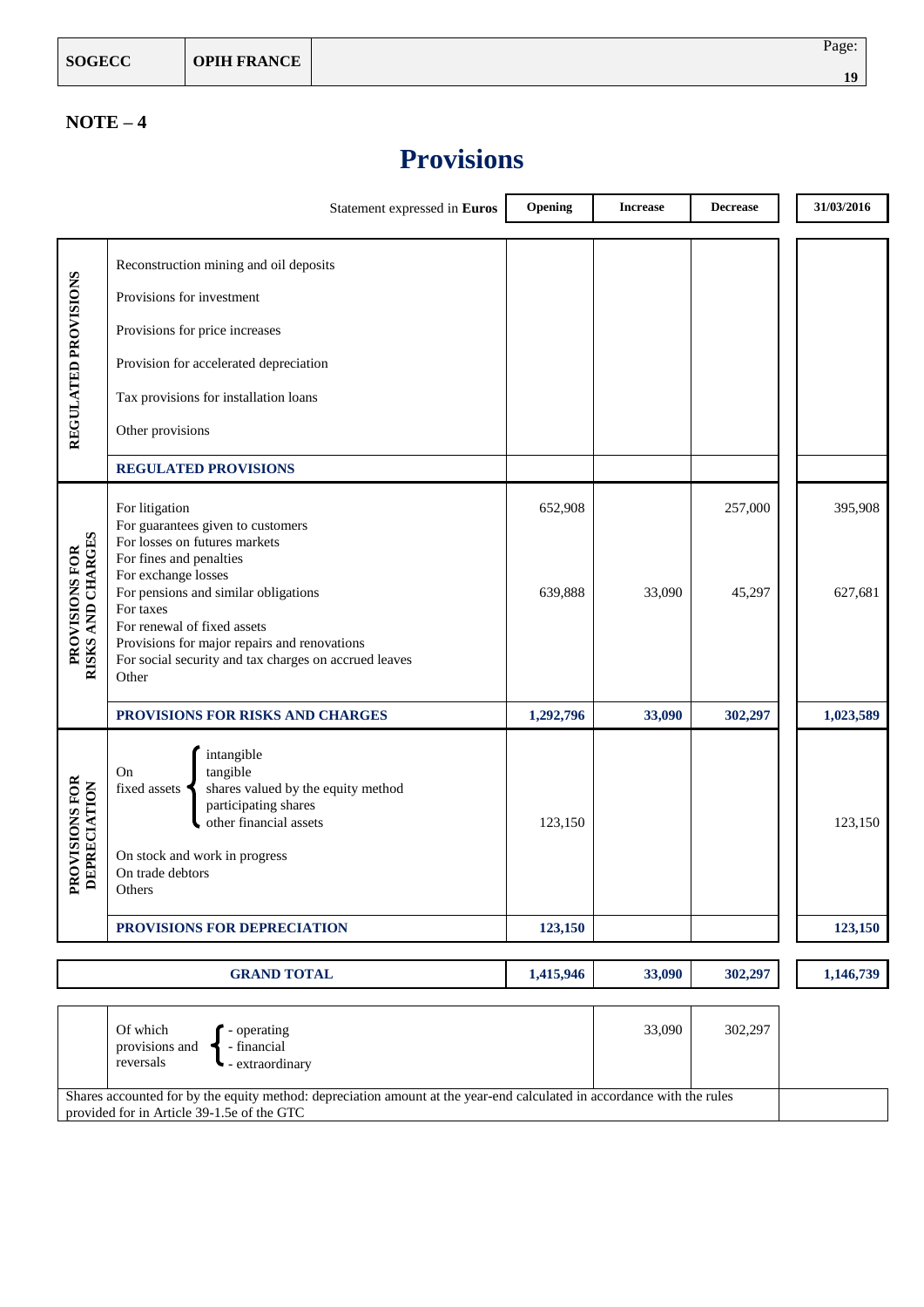## NOTE – 4

# Provisions

| | Statement expressed in **Euros** | Opening | Increase | Decrease | 31/03/2016 |
|---|---|---|---|---|---|
| **REGULATED PROVISIONS** | Reconstruction mining and oil deposits | | | | |
| | Provisions for investment | | | | |
| | Provisions for price increases | | | | |
| | Provision for accelerated depreciation | | | | |
| | Tax provisions for installation loans | | | | |
| | Other provisions | | | | |
| | **REGULATED PROVISIONS** | | | | |
| **PROVISIONS FOR RISKS AND CHARGES** | For litigation | 652,908 | | 257,000 | 395,908 |
| | For guarantees given to customers | | | | |
| | For losses on futures markets | | | | |
| | For fines and penalties | | | | |
| | For exchange losses | | | | |
| | For pensions and similar obligations | 639,888 | 33,090 | 45,297 | 627,681 |
| | For taxes | | | | |
| | For renewal of fixed assets | | | | |
| | Provisions for major repairs and renovations | | | | |
| | For social security and tax charges on accrued leaves | | | | |
| | Other | | | | |
| | **PROVISIONS FOR RISKS AND CHARGES** | **1,292,796** | **33,090** | **302,297** | **1,023,589** |
| **PROVISIONS FOR DEPRECIATION** | On fixed assets – intangible | | | | |
| | On fixed assets – tangible | | | | |
| | On fixed assets – shares valued by the equity method | | | | |
| | On fixed assets – participating shares | | | | |
| | On fixed assets – other financial assets | 123,150 | | | 123,150 |
| | On stock and work in progress | | | | |
| | On trade debtors | | | | |
| | Others | | | | |
| | **PROVISIONS FOR DEPRECIATION** | **123,150** | | | **123,150** |
| | **GRAND TOTAL** | **1,415,946** | **33,090** | **302,297** | **1,146,739** |
| | Of which provisions and reversals – operating | | 33,090 | 302,297 | |
| | Of which provisions and reversals – financial | | | | |
| | Of which provisions and reversals – extraordinary | | | | |

Shares accounted for by the equity method: depreciation amount at the year-end calculated in accordance with the rules provided for in Article 39-1.5e of the GTC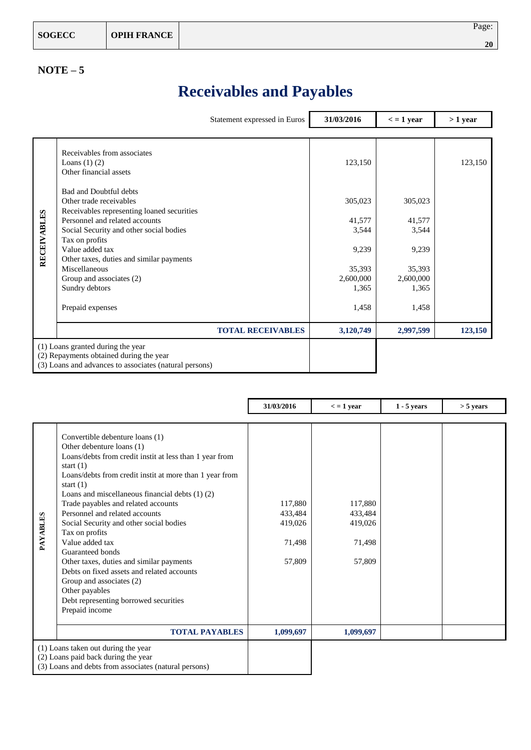## NOTE – 5

# Receivables and Payables

| | Statement expressed in Euros | 31/03/2016 | < = 1 year | > 1 year |
|---|---|---|---|---|
| RECEIVABLES | Receivables from associates | | | |
| | Loans (1) (2) | 123,150 | | 123,150 |
| | Other financial assets | | | |
| | Bad and Doubtful debts | | | |
| | Other trade receivables | 305,023 | 305,023 | |
| | Receivables representing loaned securities | | | |
| | Personnel and related accounts | 41,577 | 41,577 | |
| | Social Security and other social bodies | 3,544 | 3,544 | |
| | Tax on profits | | | |
| | Value added tax | 9,239 | 9,239 | |
| | Other taxes, duties and similar payments | | | |
| | Miscellaneous | 35,393 | 35,393 | |
| | Group and associates (2) | 2,600,000 | 2,600,000 | |
| | Sundry debtors | 1,365 | 1,365 | |
| | Prepaid expenses | 1,458 | 1,458 | |
| | **TOTAL RECEIVABLES** | **3,120,749** | **2,997,599** | **123,150** |

| | |
|---|---|
| (1) Loans granted during the year<br>(2) Repayments obtained during the year<br>(3) Loans and advances to associates (natural persons) | |

| | | 31/03/2016 | < = 1 year | 1 - 5 years | > 5 years |
|---|---|---|---|---|---|
| PAYABLES | Convertible debenture loans (1) | | | | |
| | Other debenture loans (1) | | | | |
| | Loans/debts from credit instit at less than 1 year from start (1) | | | | |
| | Loans/debts from credit instit at more than 1 year from start (1) | | | | |
| | Loans and miscellaneous financial debts (1) (2) | | | | |
| | Trade payables and related accounts | 117,880 | 117,880 | | |
| | Personnel and related accounts | 433,484 | 433,484 | | |
| | Social Security and other social bodies | 419,026 | 419,026 | | |
| | Tax on profits | | | | |
| | Value added tax | 71,498 | 71,498 | | |
| | Guaranteed bonds | | | | |
| | Other taxes, duties and similar payments | 57,809 | 57,809 | | |
| | Debts on fixed assets and related accounts | | | | |
| | Group and associates (2) | | | | |
| | Other payables | | | | |
| | Debt representing borrowed securities | | | | |
| | Prepaid income | | | | |
| | **TOTAL PAYABLES** | **1,099,697** | **1,099,697** | | |

| | |
|---|---|
| (1) Loans taken out during the year<br>(2) Loans paid back during the year<br>(3) Loans and debts from associates (natural persons) | |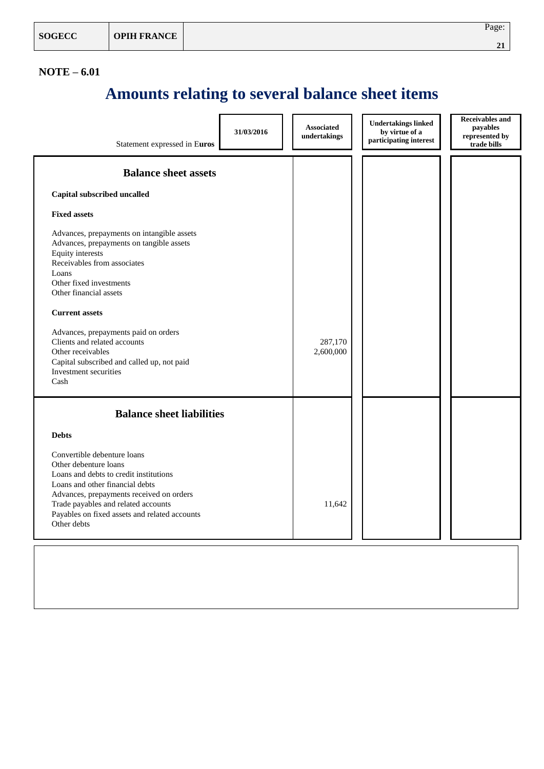## NOTE – 6.01

# Amounts relating to several balance sheet items

| Statement expressed in Euros — 31/03/2016 | Associated undertakings | Undertakings linked by virtue of a participating interest | Receivables and payables represented by trade bills |
|---|---|---|---|
| **Balance sheet assets** | | | |
| **Capital subscribed uncalled** | | | |
| **Fixed assets** | | | |
| Advances, prepayments on intangible assets | | | |
| Advances, prepayments on tangible assets | | | |
| Equity interests | | | |
| Receivables from associates | | | |
| Loans | | | |
| Other fixed investments | | | |
| Other financial assets | | | |
| **Current assets** | | | |
| Advances, prepayments paid on orders | | | |
| Clients and related accounts | 287,170 | | |
| Other receivables | 2,600,000 | | |
| Capital subscribed and called up, not paid | | | |
| Investment securities | | | |
| Cash | | | |
| **Balance sheet liabilities** | | | |
| **Debts** | | | |
| Convertible debenture loans | | | |
| Other debenture loans | | | |
| Loans and debts to credit institutions | | | |
| Loans and other financial debts | | | |
| Advances, prepayments received on orders | | | |
| Trade payables and related accounts | 11,642 | | |
| Payables on fixed assets and related accounts | | | |
| Other debts | | | |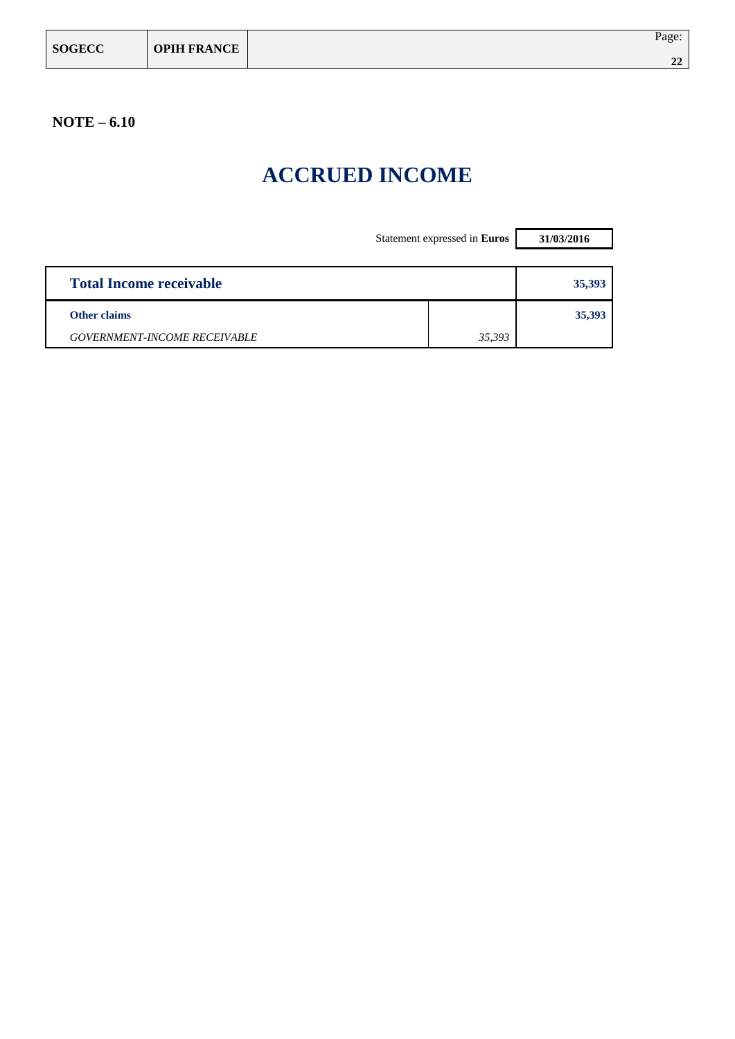**NOTE – 6.10**

# ACCRUED INCOME

| Statement expressed in **Euros** | | 31/03/2016 |
|---|---|---|
| **Total Income receivable** | | **35,393** |
| **Other claims** | | **35,393** |
| *GOVERNMENT-INCOME RECEIVABLE* | *35,393* | |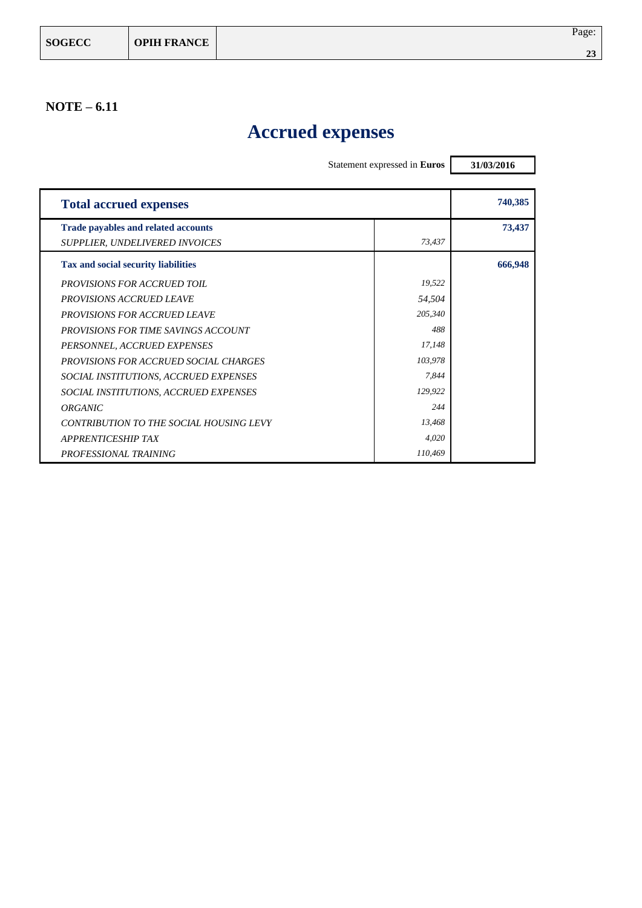**NOTE – 6.11**

# Accrued expenses

Statement expressed in **Euros** | **31/03/2016**

| | | |
|---|---|---|
| **Total accrued expenses** | | **740,385** |
| **Trade payables and related accounts** | | **73,437** |
| *SUPPLIER, UNDELIVERED INVOICES* | *73,437* | |
| **Tax and social security liabilities** | | **666,948** |
| *PROVISIONS FOR ACCRUED TOIL* | *19,522* | |
| *PROVISIONS ACCRUED LEAVE* | *54,504* | |
| *PROVISIONS FOR ACCRUED LEAVE* | *205,340* | |
| *PROVISIONS FOR TIME SAVINGS ACCOUNT* | *488* | |
| *PERSONNEL, ACCRUED EXPENSES* | *17,148* | |
| *PROVISIONS FOR ACCRUED SOCIAL CHARGES* | *103,978* | |
| *SOCIAL INSTITUTIONS, ACCRUED EXPENSES* | *7,844* | |
| *SOCIAL INSTITUTIONS, ACCRUED EXPENSES* | *129,922* | |
| *ORGANIC* | *244* | |
| *CONTRIBUTION TO THE SOCIAL HOUSING LEVY* | *13,468* | |
| *APPRENTICESHIP TAX* | *4,020* | |
| *PROFESSIONAL TRAINING* | *110,469* | |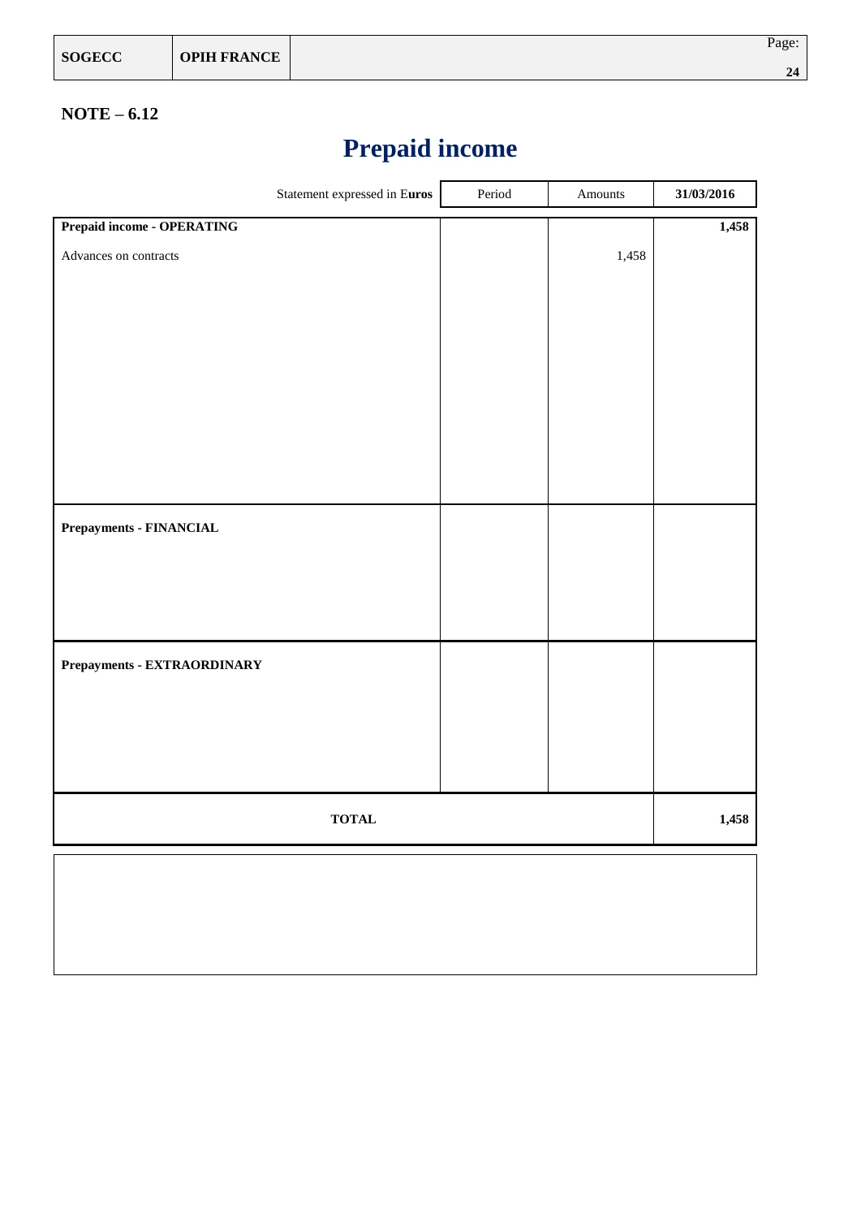## NOTE – 6.12

# Prepaid income

| Statement expressed in Euros | Period | Amounts | 31/03/2016 |
|---|---|---|---|
| **Prepaid income - OPERATING** | | | **1,458** |
| Advances on contracts | | 1,458 | |
| **Prepayments - FINANCIAL** | | | |
| **Prepayments - EXTRAORDINARY** | | | |
| **TOTAL** | | | **1,458** |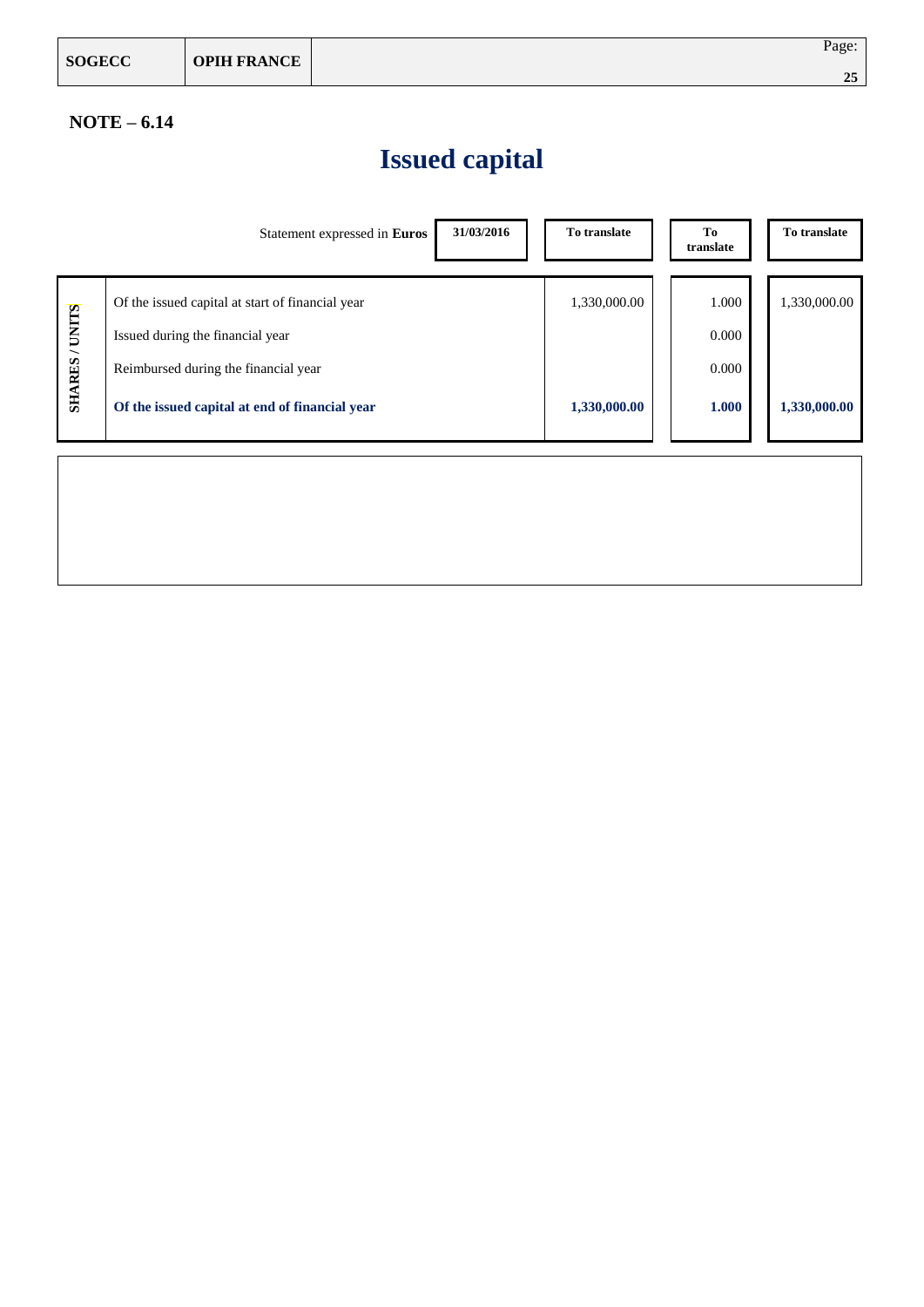**NOTE – 6.14**

# Issued capital

| | Statement expressed in **Euros** | 31/03/2016 | To translate | To translate | To translate |
|---|---|---|---|---|---|
| SHARES / UNITS | Of the issued capital at start of financial year | | 1,330,000.00 | 1.000 | 1,330,000.00 |
| | Issued during the financial year | | | 0.000 | |
| | Reimbursed during the financial year | | | 0.000 | |
| | **Of the issued capital at end of financial year** | | **1,330,000.00** | **1.000** | **1,330,000.00** |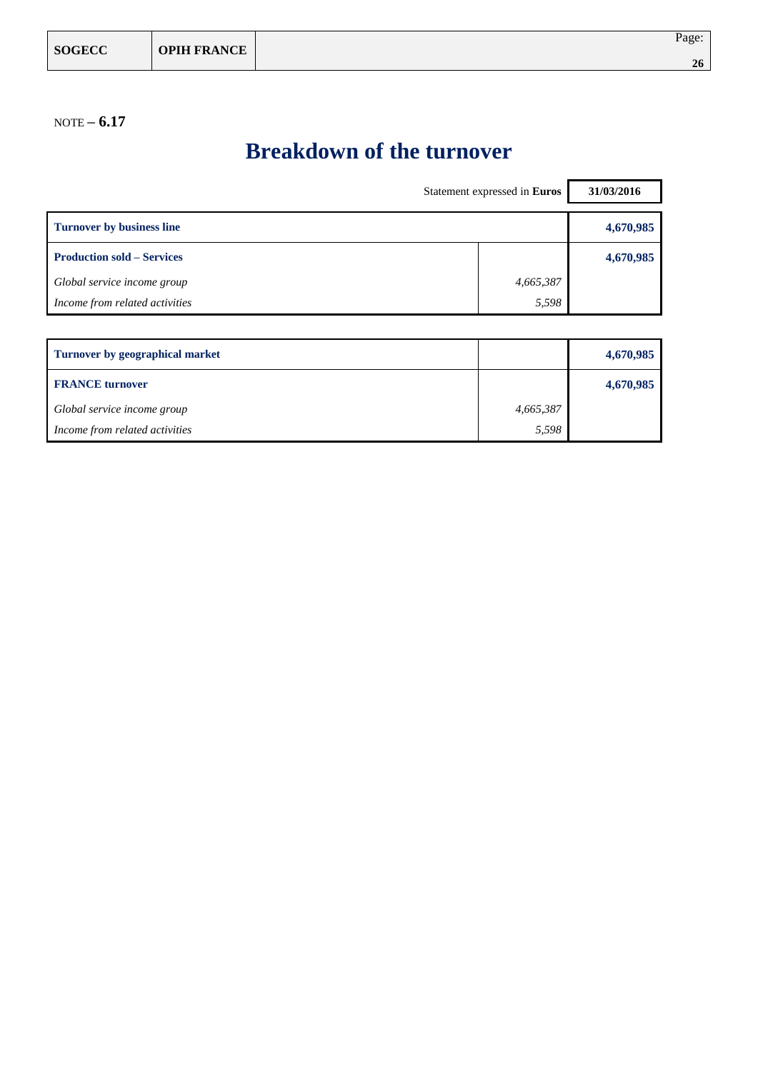NOTE – **6.17**

# Breakdown of the turnover

| Statement expressed in **Euros** | | 31/03/2016 |
|---|---|---|
| **Turnover by business line** | | **4,670,985** |
| **Production sold – Services** | | **4,670,985** |
| *Global service income group* | *4,665,387* | |
| *Income from related activities* | *5,598* | |

| **Turnover by geographical market** | | **4,670,985** |
|---|---|---|
| **FRANCE turnover** | | **4,670,985** |
| *Global service income group* | *4,665,387* | |
| *Income from related activities* | *5,598* | |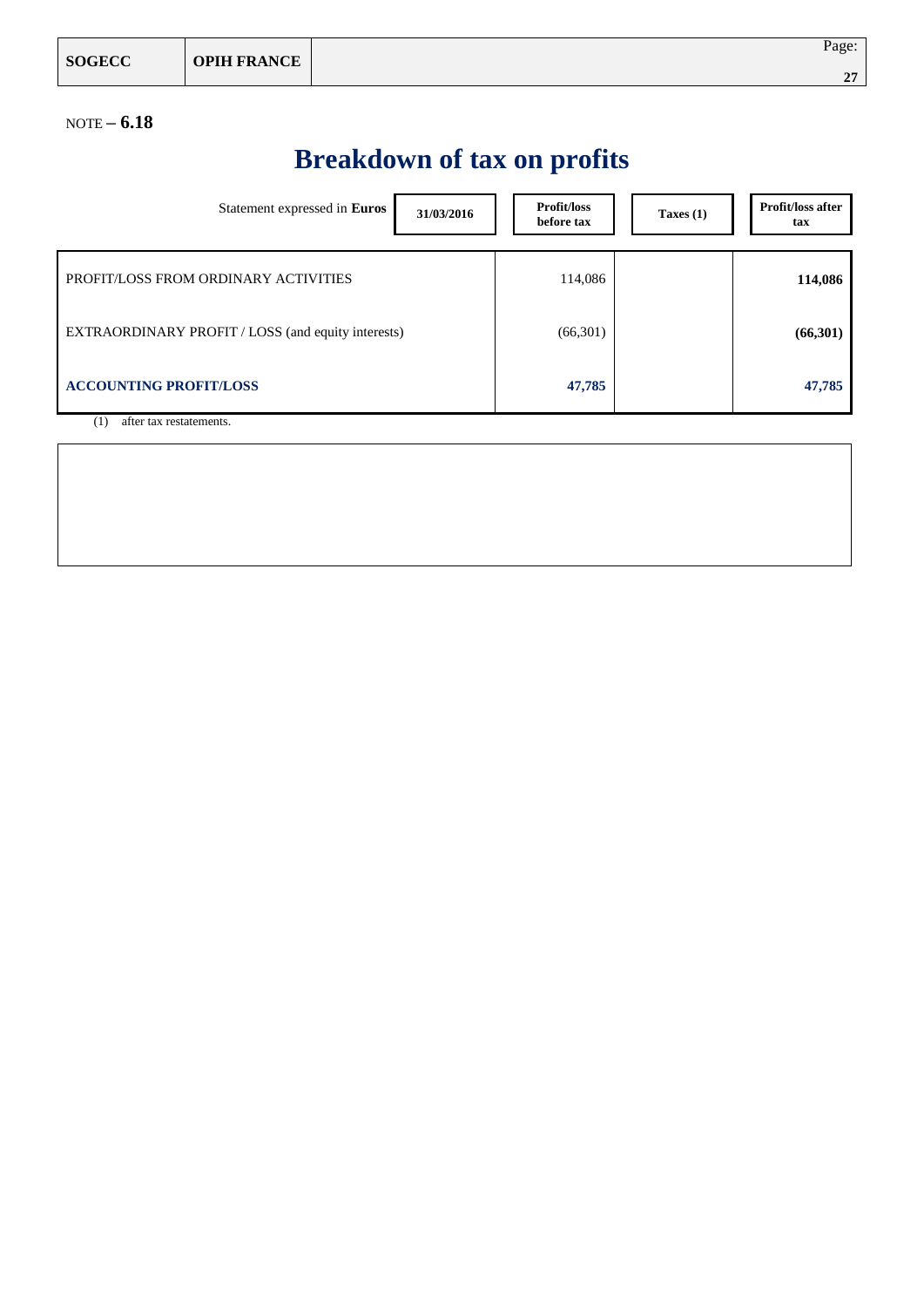NOTE – **6.18**

# Breakdown of tax on profits

| Statement expressed in **Euros** 31/03/2016 | Profit/loss before tax | Taxes (1) | Profit/loss after tax |
|---|---|---|---|
| PROFIT/LOSS FROM ORDINARY ACTIVITIES | 114,086 | | **114,086** |
| EXTRAORDINARY PROFIT / LOSS (and equity interests) | (66,301) | | **(66,301)** |
| **ACCOUNTING PROFIT/LOSS** | **47,785** | | **47,785** |

(1) after tax restatements.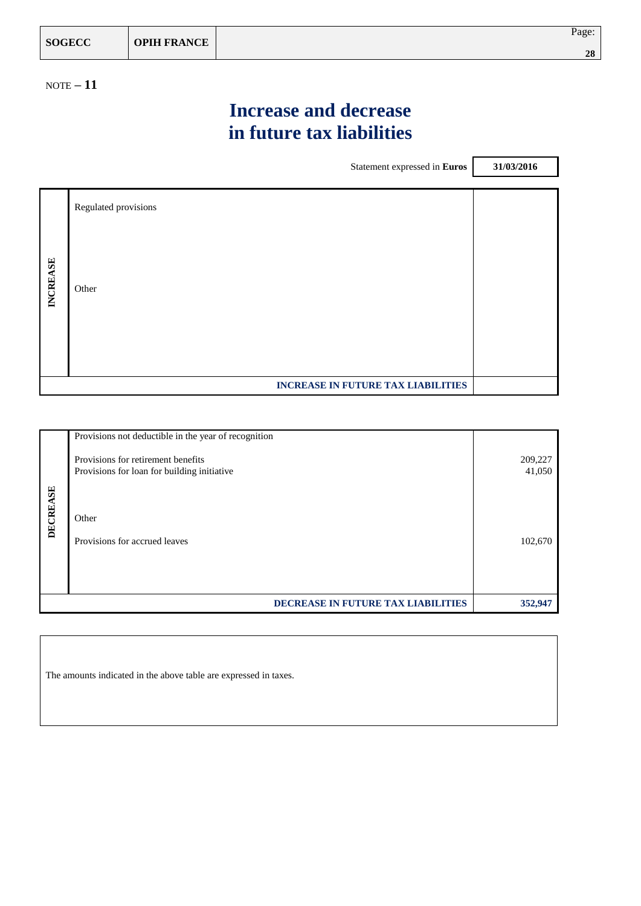NOTE – **11**

# Increase and decrease in future tax liabilities

| Statement expressed in **Euros** | | **31/03/2016** |
|---|---|---|
| **INCREASE** | Regulated provisions | |
| | Other | |
| | **INCREASE IN FUTURE TAX LIABILITIES** | |

| | | |
|---|---|---|
| **DECREASE** | Provisions not deductible in the year of recognition | |
| | Provisions for retirement benefits | 209,227 |
| | Provisions for loan for building initiative | 41,050 |
| | Other | |
| | Provisions for accrued leaves | 102,670 |
| | **DECREASE IN FUTURE TAX LIABILITIES** | **352,947** |

The amounts indicated in the above table are expressed in taxes.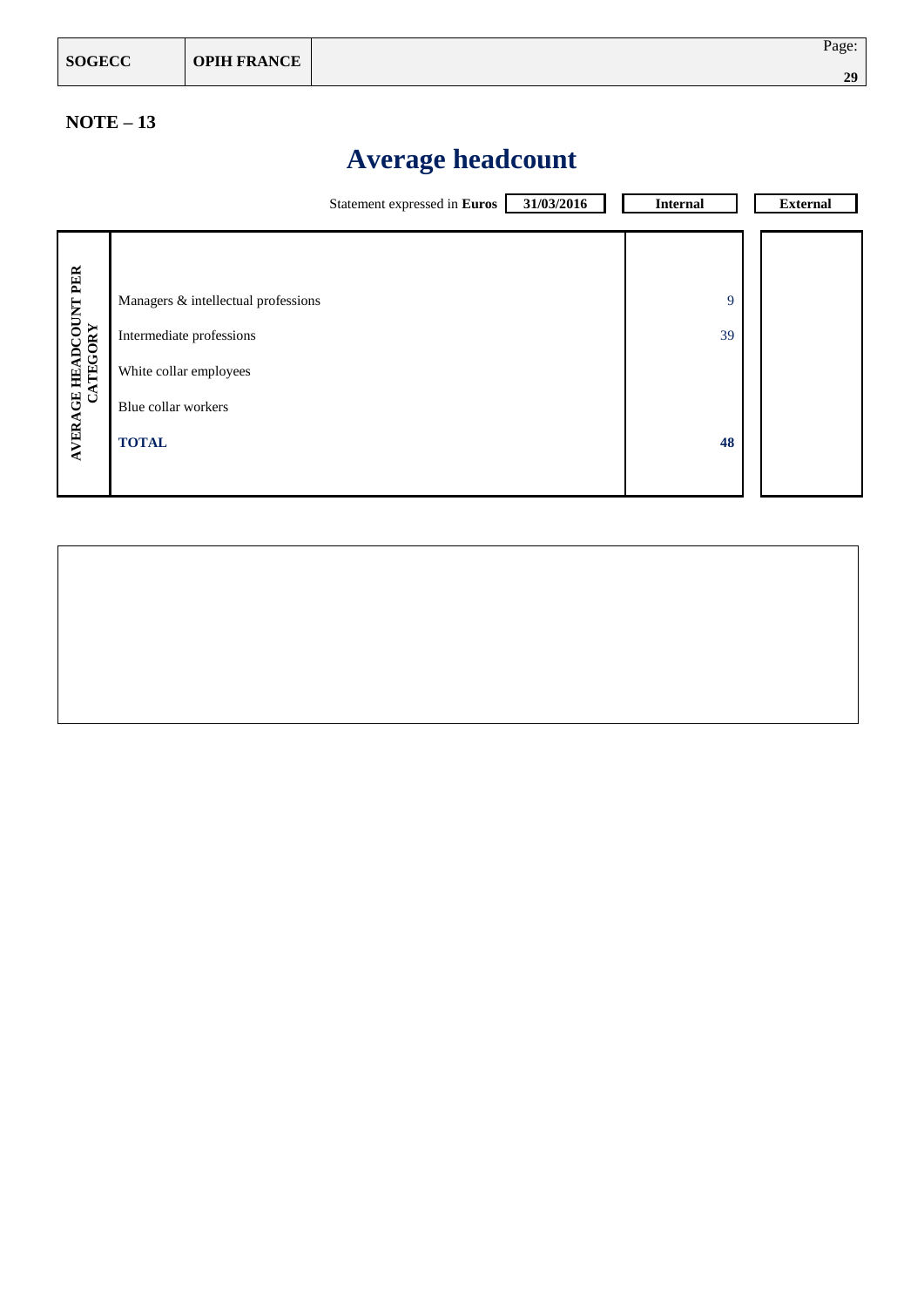**NOTE – 13**

# Average headcount

Statement expressed in **Euros**

| AVERAGE HEADCOUNT PER CATEGORY | 31/03/2016 | Internal | External |
|---|---|---|---|
| | Managers & intellectual professions | 9 | |
| | Intermediate professions | 39 | |
| | White collar employees | | |
| | Blue collar workers | | |
| | **TOTAL** | **48** | |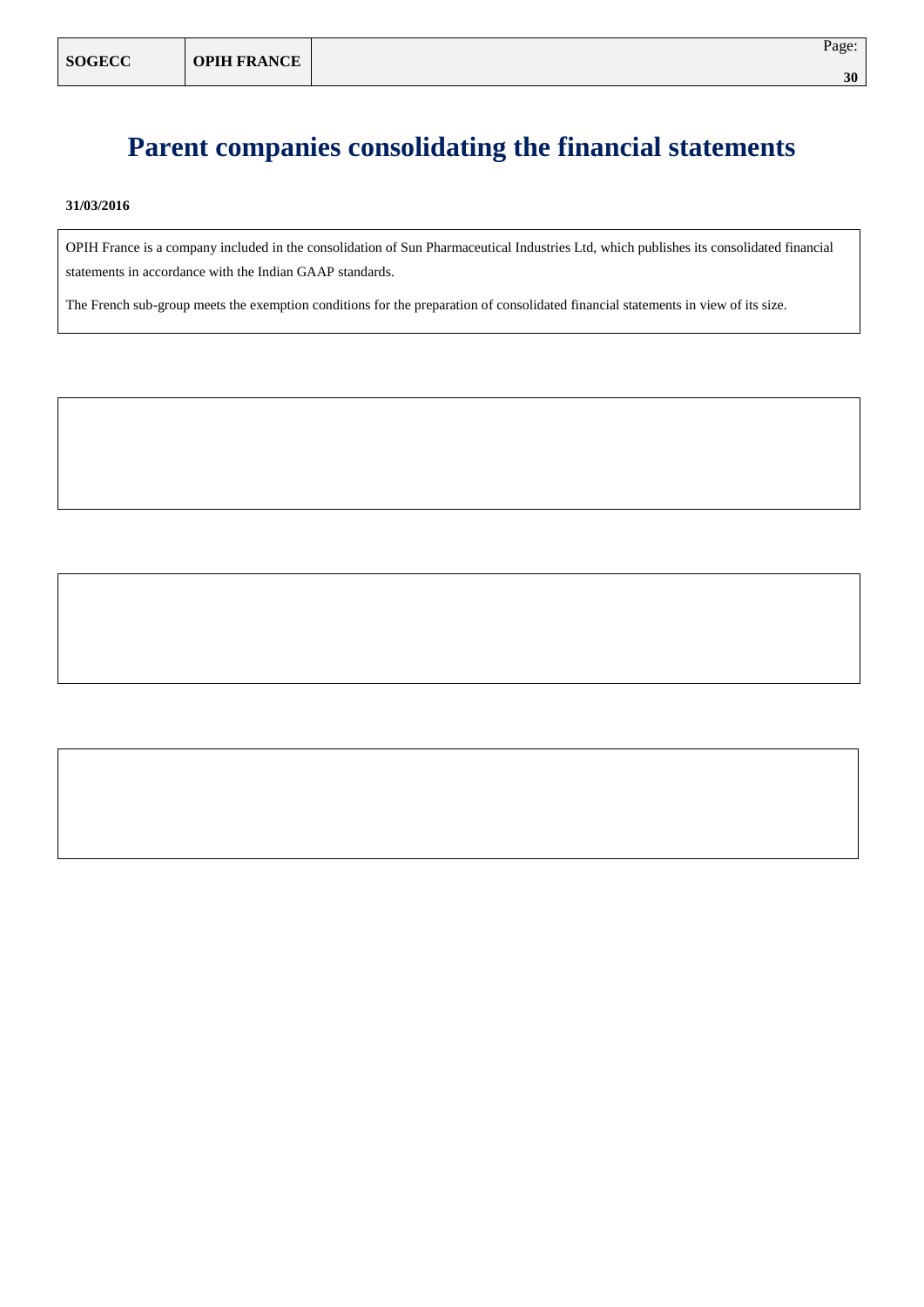# Parent companies consolidating the financial statements

**31/03/2016**

OPIH France is a company included in the consolidation of Sun Pharmaceutical Industries Ltd, which publishes its consolidated financial statements in accordance with the Indian GAAP standards.

The French sub-group meets the exemption conditions for the preparation of consolidated financial statements in view of its size.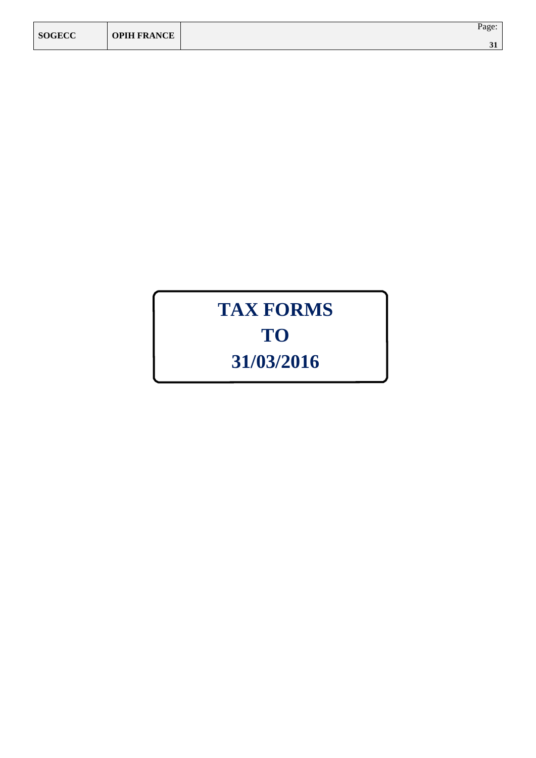# TAX FORMS TO 31/03/2016